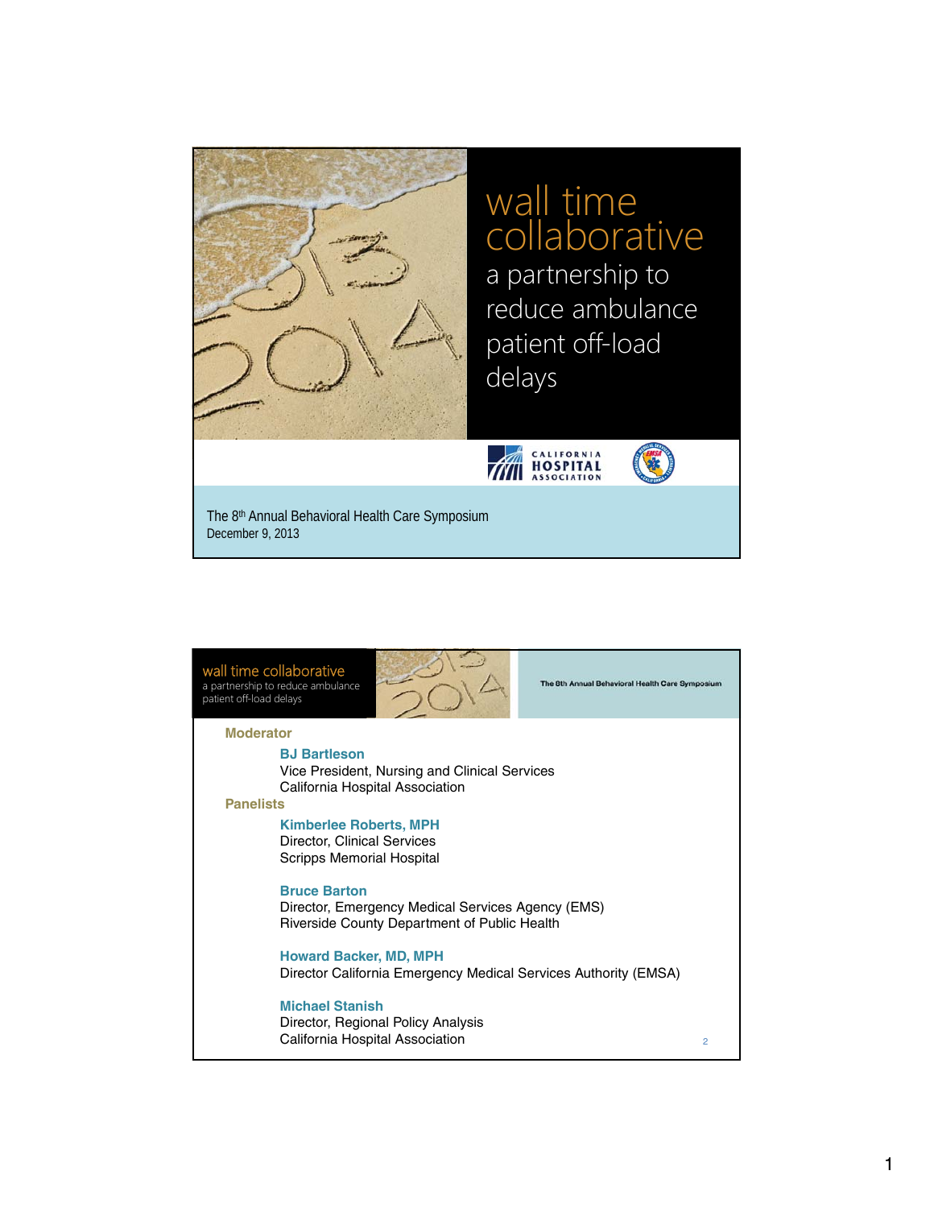# wall time collaborative

## a partnership to reduce ambulance patient off-load delays

CALIFORNIA HOSPITAL ASSOCIATION

The 8th Annual Behavioral Health Care Symposium
December 9, 2013

---

**wall time collaborative**
a partnership to reduce ambulance patient off-load delays

The 8th Annual Behavioral Health Care Symposium

**Moderator**

**BJ Bartleson**
Vice President, Nursing and Clinical Services
California Hospital Association

**Panelists**

**Kimberlee Roberts, MPH**
Director, Clinical Services
Scripps Memorial Hospital

**Bruce Barton**
Director, Emergency Medical Services Agency (EMS)
Riverside County Department of Public Health

**Howard Backer, MD, MPH**
Director California Emergency Medical Services Authority (EMSA)

**Michael Stanish**
Director, Regional Policy Analysis
California Hospital Association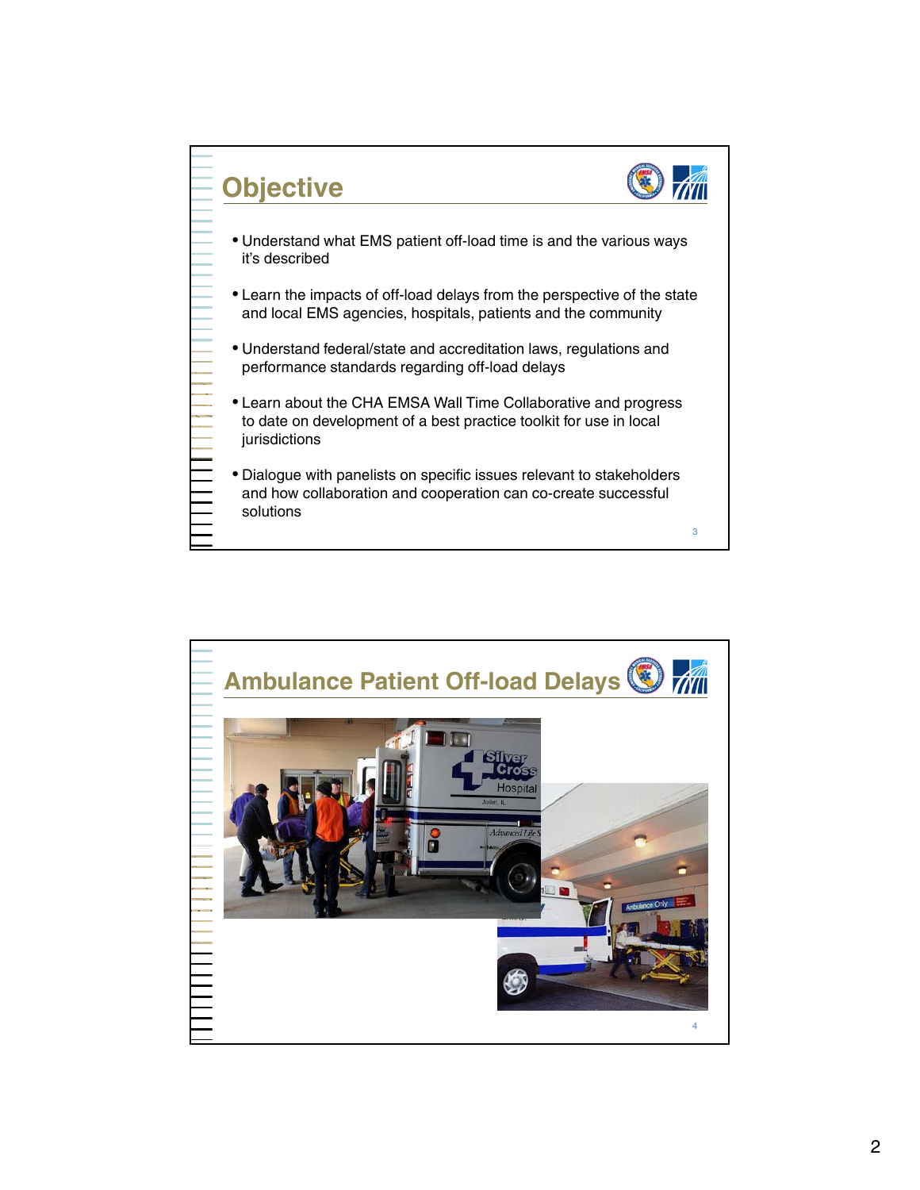## Objective

- Understand what EMS patient off-load time is and the various ways it's described
- Learn the impacts of off-load delays from the perspective of the state and local EMS agencies, hospitals, patients and the community
- Understand federal/state and accreditation laws, regulations and performance standards regarding off-load delays
- Learn about the CHA EMSA Wall Time Collaborative and progress to date on development of a best practice toolkit for use in local jurisdictions
- Dialogue with panelists on specific issues relevant to stakeholders and how collaboration and cooperation can co-create successful solutions

## Ambulance Patient Off-load Delays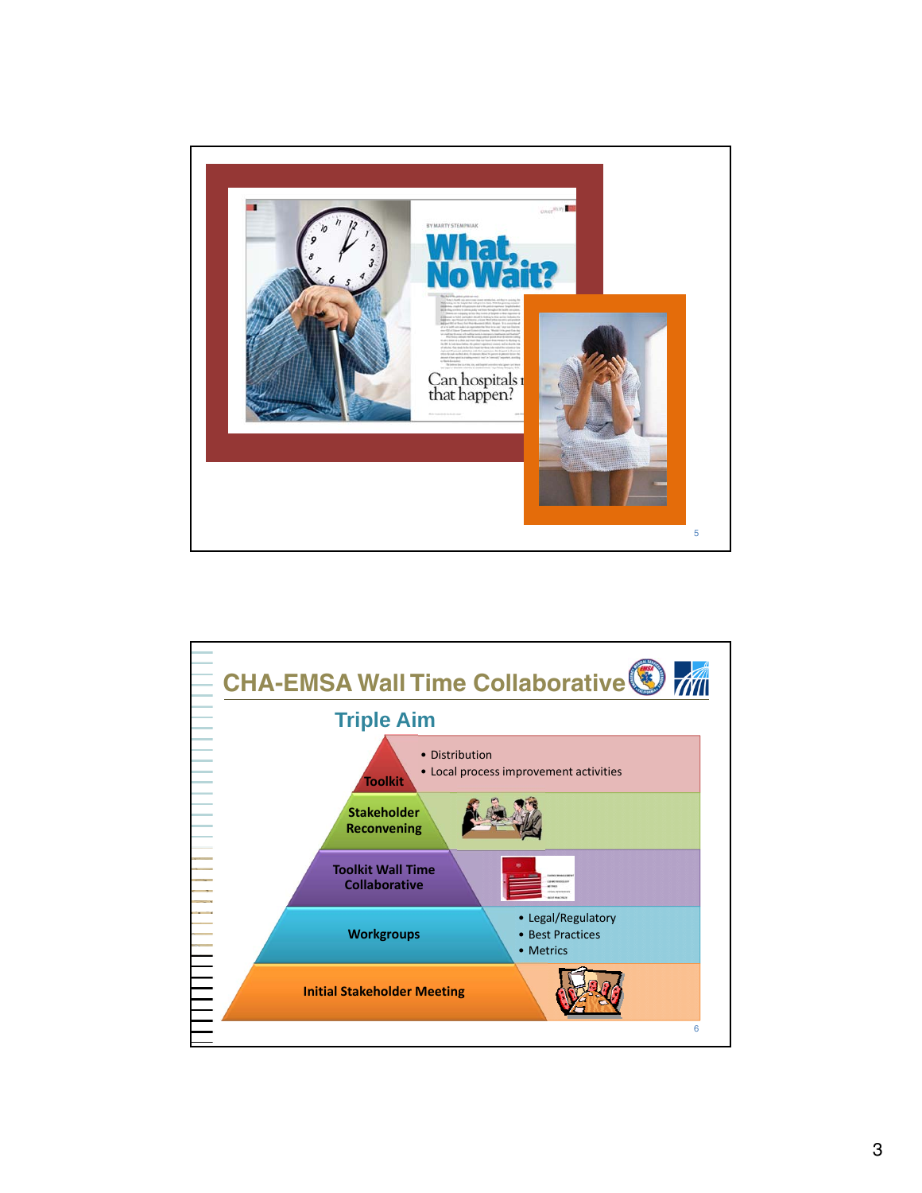BY MARTY STEMPNIAK

# What, No Wait?

Can hospitals make that happen?

## CHA-EMSA Wall Time Collaborative

### Triple Aim

- **Toolkit**
  - Distribution
  - Local process improvement activities
- **Stakeholder Reconvening**
- **Toolkit Wall Time Collaborative**
- **Workgroups**
  - Legal/Regulatory
  - Best Practices
  - Metrics
- **Initial Stakeholder Meeting**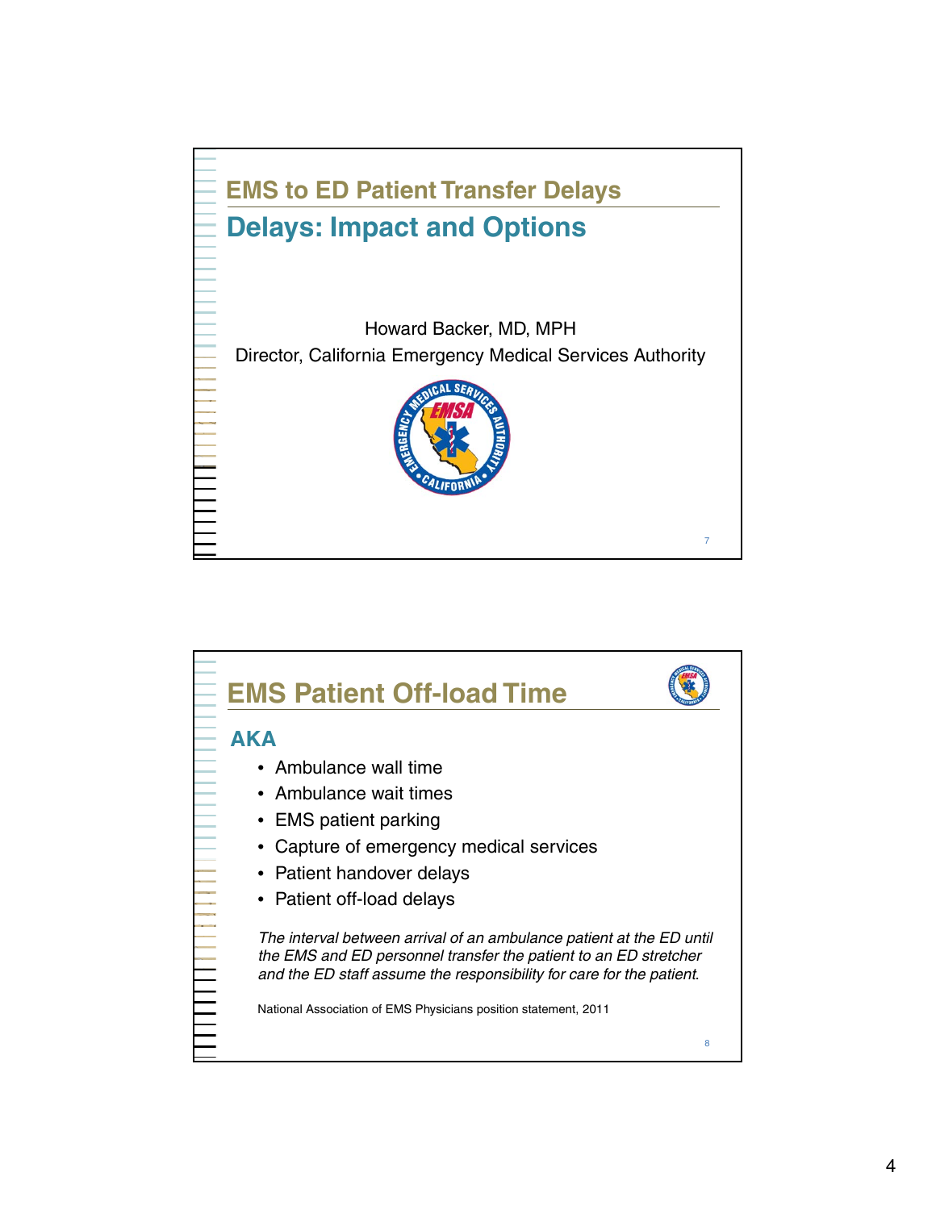## EMS to ED Patient Transfer Delays

# Delays: Impact and Options

Howard Backer, MD, MPH

Director, California Emergency Medical Services Authority

---

## EMS Patient Off-load Time

### AKA

- Ambulance wall time
- Ambulance wait times
- EMS patient parking
- Capture of emergency medical services
- Patient handover delays
- Patient off-load delays

*The interval between arrival of an ambulance patient at the ED until the EMS and ED personnel transfer the patient to an ED stretcher and the ED staff assume the responsibility for care for the patient.*

National Association of EMS Physicians position statement, 2011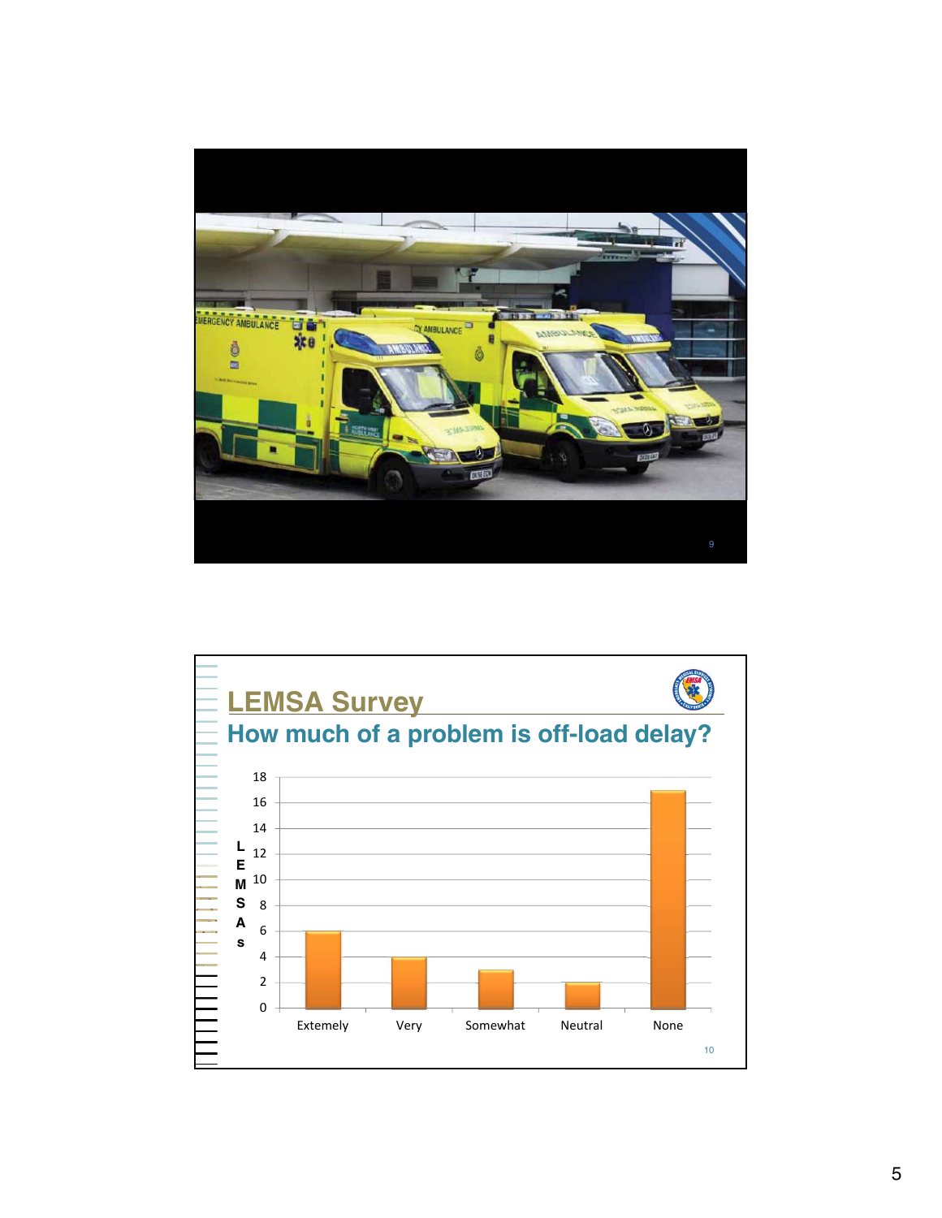## LEMSA Survey

### How much of a problem is off-load delay?

| Response | LEMSAs |
|---|---|
| Extemely | 6 |
| Very | 4 |
| Somewhat | 3 |
| Neutral | 2 |
| None | 17 |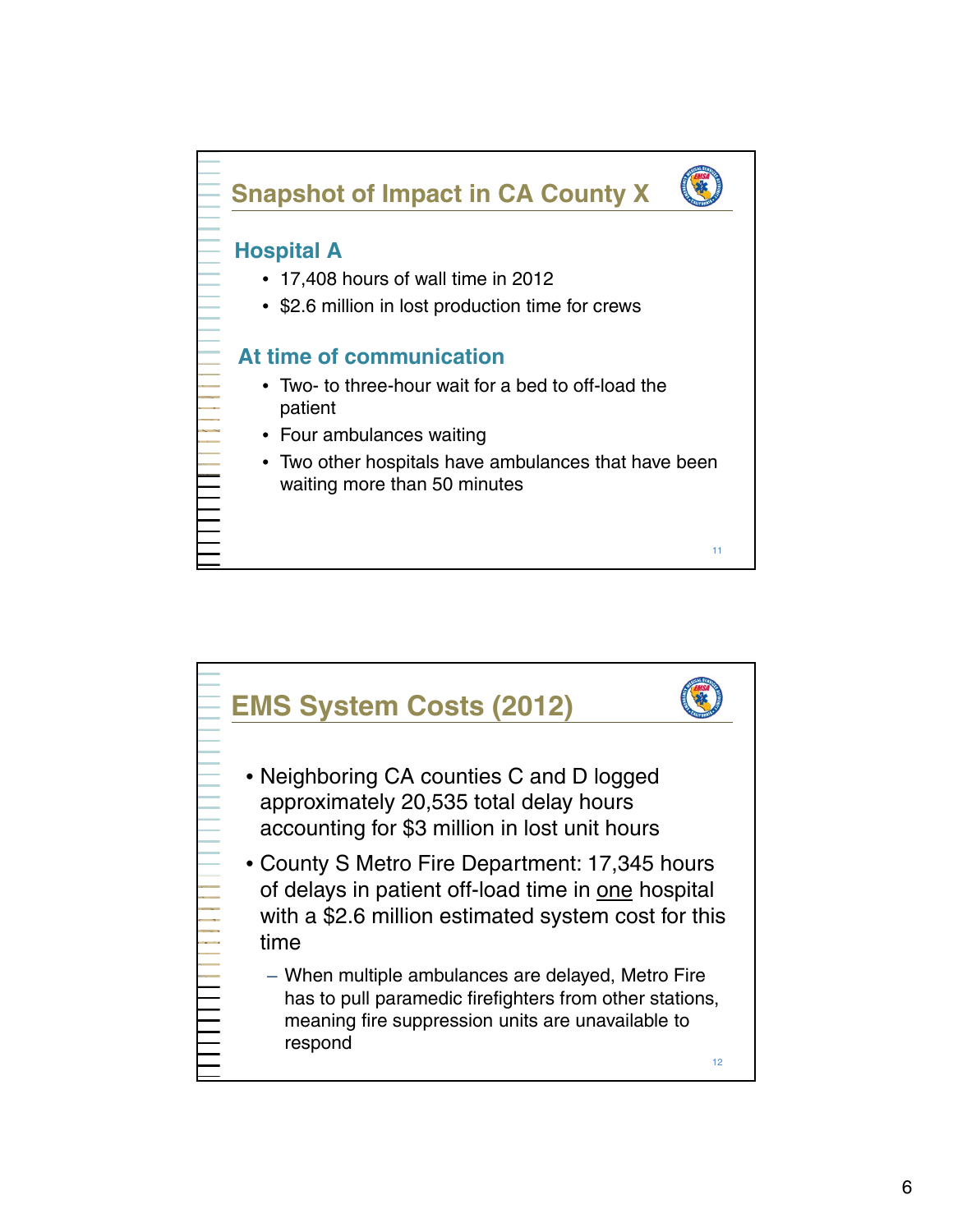## Snapshot of Impact in CA County X

### Hospital A

- 17,408 hours of wall time in 2012
- $2.6 million in lost production time for crews

### At time of communication

- Two- to three-hour wait for a bed to off-load the patient
- Four ambulances waiting
- Two other hospitals have ambulances that have been waiting more than 50 minutes

## EMS System Costs (2012)

- Neighboring CA counties C and D logged approximately 20,535 total delay hours accounting for $3 million in lost unit hours
- County S Metro Fire Department: 17,345 hours of delays in patient off-load time in one hospital with a $2.6 million estimated system cost for this time
  - When multiple ambulances are delayed, Metro Fire has to pull paramedic firefighters from other stations, meaning fire suppression units are unavailable to respond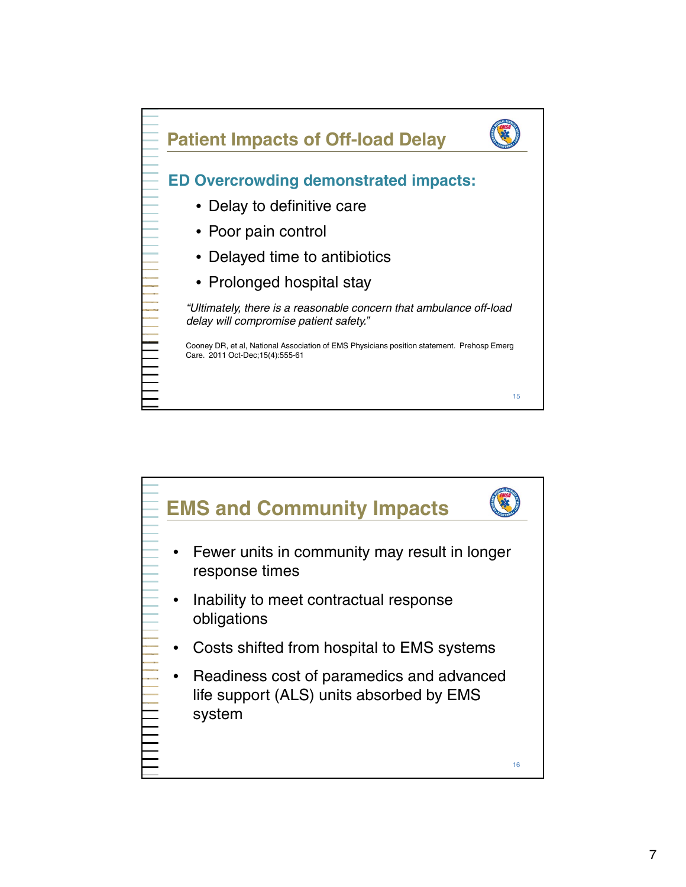## Patient Impacts of Off-load Delay

### ED Overcrowding demonstrated impacts:

- Delay to definitive care
- Poor pain control
- Delayed time to antibiotics
- Prolonged hospital stay

*"Ultimately, there is a reasonable concern that ambulance off-load delay will compromise patient safety."*

Cooney DR, et al, National Association of EMS Physicians position statement. Prehosp Emerg Care. 2011 Oct-Dec;15(4):555-61

## EMS and Community Impacts

- Fewer units in community may result in longer response times
- Inability to meet contractual response obligations
- Costs shifted from hospital to EMS systems
- Readiness cost of paramedics and advanced life support (ALS) units absorbed by EMS system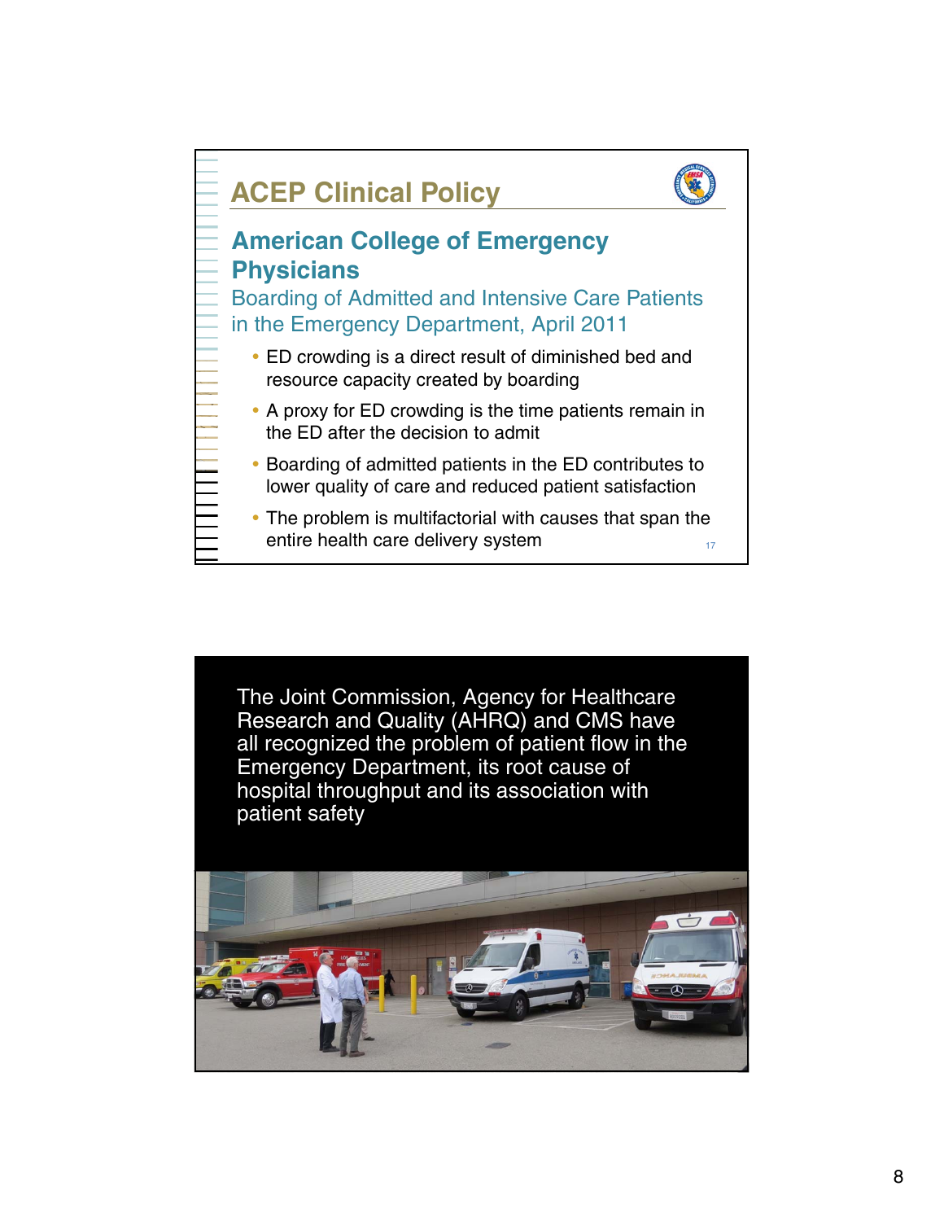## ACEP Clinical Policy

### American College of Emergency Physicians

Boarding of Admitted and Intensive Care Patients in the Emergency Department, April 2011

- ED crowding is a direct result of diminished bed and resource capacity created by boarding
- A proxy for ED crowding is the time patients remain in the ED after the decision to admit
- Boarding of admitted patients in the ED contributes to lower quality of care and reduced patient satisfaction
- The problem is multifactorial with causes that span the entire health care delivery system

---

The Joint Commission, Agency for Healthcare Research and Quality (AHRQ) and CMS have all recognized the problem of patient flow in the Emergency Department, its root cause of hospital throughput and its association with patient safety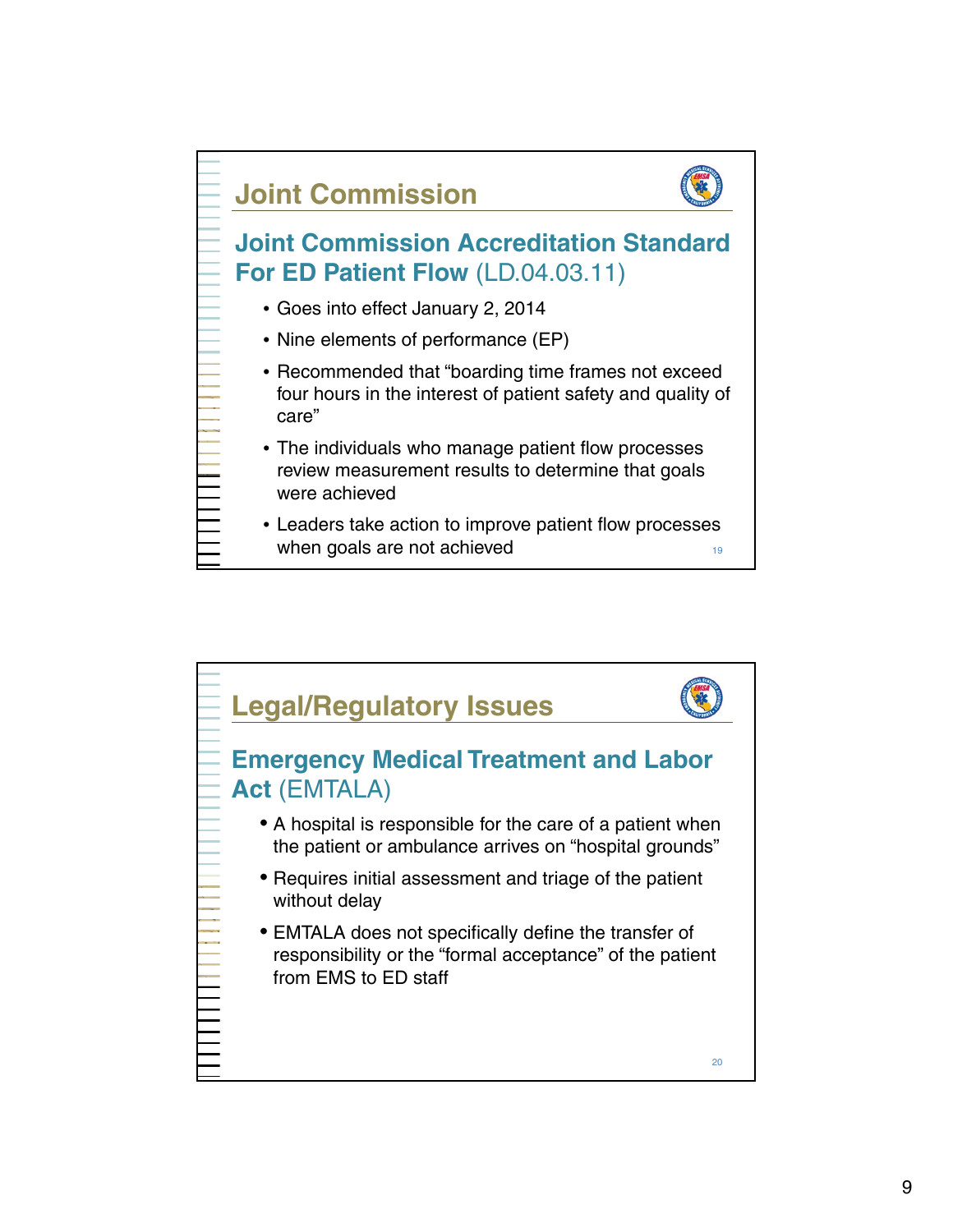## Joint Commission

### Joint Commission Accreditation Standard For ED Patient Flow (LD.04.03.11)

- Goes into effect January 2, 2014
- Nine elements of performance (EP)
- Recommended that “boarding time frames not exceed four hours in the interest of patient safety and quality of care”
- The individuals who manage patient flow processes review measurement results to determine that goals were achieved
- Leaders take action to improve patient flow processes when goals are not achieved

## Legal/Regulatory Issues

### Emergency Medical Treatment and Labor Act (EMTALA)

- A hospital is responsible for the care of a patient when the patient or ambulance arrives on “hospital grounds”
- Requires initial assessment and triage of the patient without delay
- EMTALA does not specifically define the transfer of responsibility or the “formal acceptance” of the patient from EMS to ED staff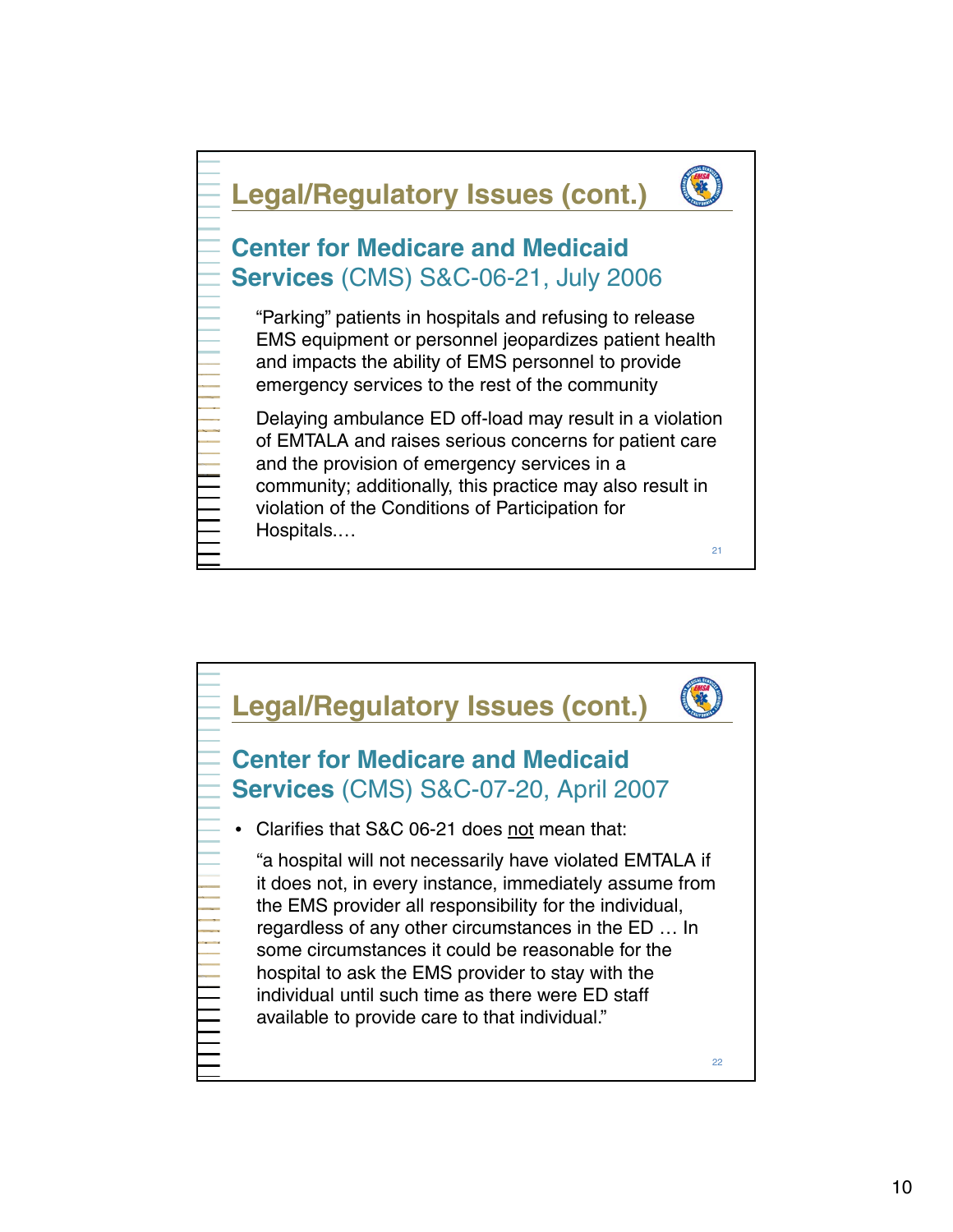## Legal/Regulatory Issues (cont.)

### Center for Medicare and Medicaid Services (CMS) S&C-06-21, July 2006

"Parking" patients in hospitals and refusing to release EMS equipment or personnel jeopardizes patient health and impacts the ability of EMS personnel to provide emergency services to the rest of the community

Delaying ambulance ED off-load may result in a violation of EMTALA and raises serious concerns for patient care and the provision of emergency services in a community; additionally, this practice may also result in violation of the Conditions of Participation for Hospitals.…

## Legal/Regulatory Issues (cont.)

### Center for Medicare and Medicaid Services (CMS) S&C-07-20, April 2007

- Clarifies that S&C 06-21 does <u>not</u> mean that:

  "a hospital will not necessarily have violated EMTALA if it does not, in every instance, immediately assume from the EMS provider all responsibility for the individual, regardless of any other circumstances in the ED … In some circumstances it could be reasonable for the hospital to ask the EMS provider to stay with the individual until such time as there were ED staff available to provide care to that individual."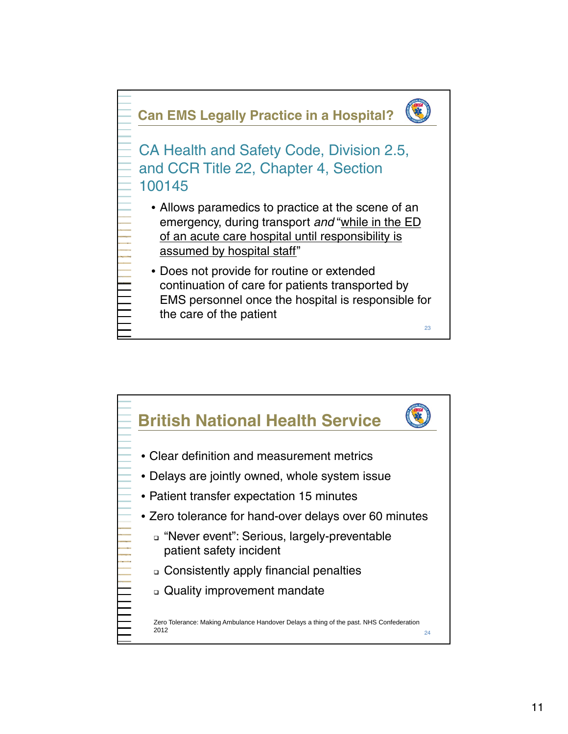## Can EMS Legally Practice in a Hospital?

### CA Health and Safety Code, Division 2.5, and CCR Title 22, Chapter 4, Section 100145

- Allows paramedics to practice at the scene of an emergency, during transport *and* "<u>while in the ED of an acute care hospital until responsibility is assumed by hospital staff</u>"
- Does not provide for routine or extended continuation of care for patients transported by EMS personnel once the hospital is responsible for the care of the patient

## British National Health Service

- Clear definition and measurement metrics
- Delays are jointly owned, whole system issue
- Patient transfer expectation 15 minutes
- Zero tolerance for hand-over delays over 60 minutes
  - "Never event": Serious, largely-preventable patient safety incident
  - Consistently apply financial penalties
  - Quality improvement mandate

Zero Tolerance: Making Ambulance Handover Delays a thing of the past. NHS Confederation 2012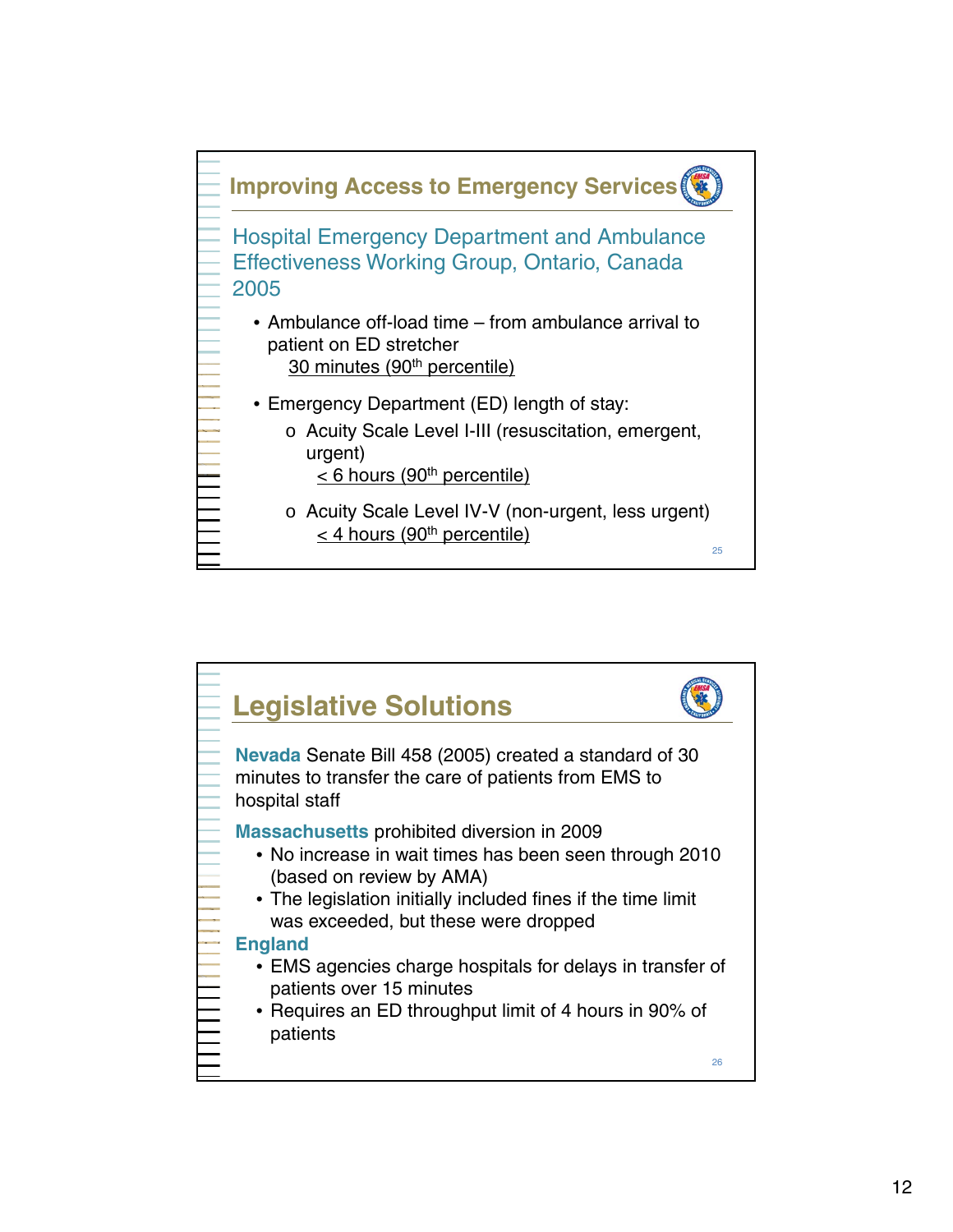## Improving Access to Emergency Services

### Hospital Emergency Department and Ambulance Effectiveness Working Group, Ontario, Canada 2005

- Ambulance off-load time – from ambulance arrival to patient on ED stretcher
  30 minutes (90th percentile)
- Emergency Department (ED) length of stay:
  - Acuity Scale Level I-III (resuscitation, emergent, urgent)
    < 6 hours (90th percentile)
  - Acuity Scale Level IV-V (non-urgent, less urgent)
    < 4 hours (90th percentile)

## Legislative Solutions

**Nevada** Senate Bill 458 (2005) created a standard of 30 minutes to transfer the care of patients from EMS to hospital staff

**Massachusetts** prohibited diversion in 2009

- No increase in wait times has been seen through 2010 (based on review by AMA)
- The legislation initially included fines if the time limit was exceeded, but these were dropped

**England**

- EMS agencies charge hospitals for delays in transfer of patients over 15 minutes
- Requires an ED throughput limit of 4 hours in 90% of patients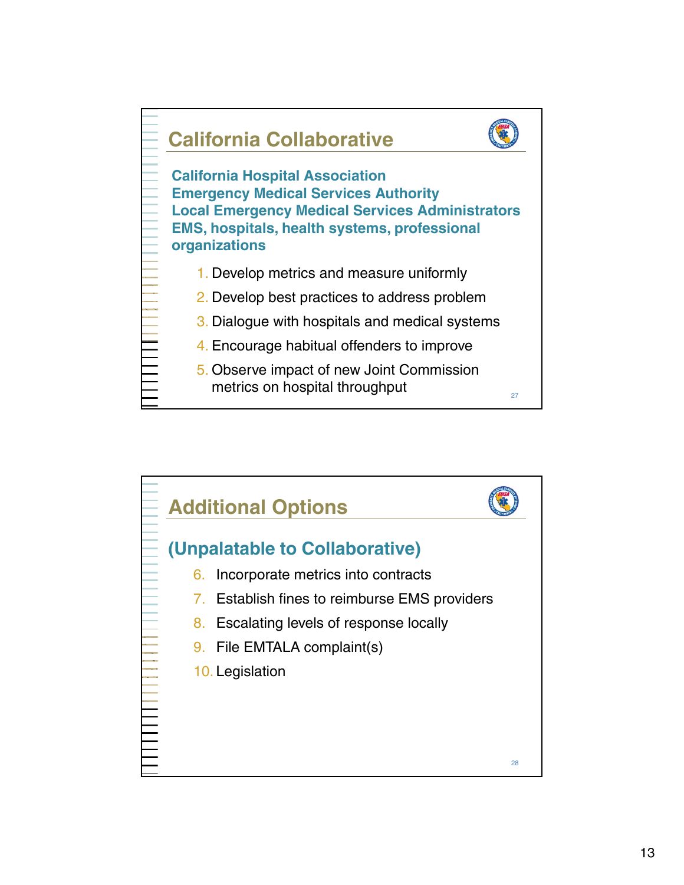## California Collaborative

**California Hospital Association**
**Emergency Medical Services Authority**
**Local Emergency Medical Services Administrators**
**EMS, hospitals, health systems, professional organizations**

1. Develop metrics and measure uniformly
2. Develop best practices to address problem
3. Dialogue with hospitals and medical systems
4. Encourage habitual offenders to improve
5. Observe impact of new Joint Commission metrics on hospital throughput

## Additional Options

### (Unpalatable to Collaborative)

6. Incorporate metrics into contracts
7. Establish fines to reimburse EMS providers
8. Escalating levels of response locally
9. File EMTALA complaint(s)
10. Legislation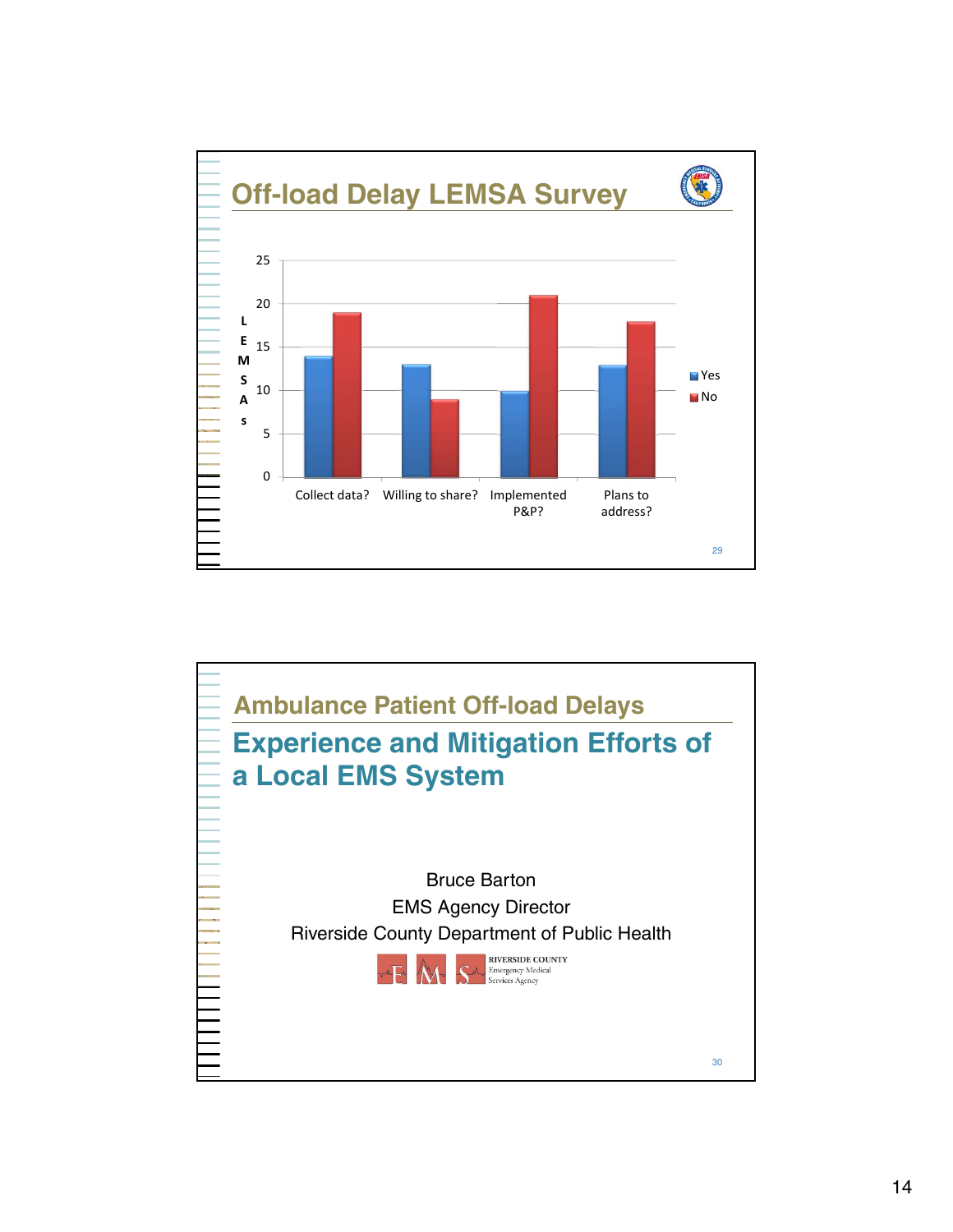## Off-load Delay LEMSA Survey

| | Yes | No |
|---|---|---|
| Collect data? | 14 | 19 |
| Willing to share? | 13 | 9 |
| Implemented P&P? | 10 | 21 |
| Plans to address? | 13 | 18 |

Y-axis: LEMSAs (0–25)

## Ambulance Patient Off-load Delays

## Experience and Mitigation Efforts of a Local EMS System

Bruce Barton
EMS Agency Director
Riverside County Department of Public Health

RIVERSIDE COUNTY Emergency Medical Services Agency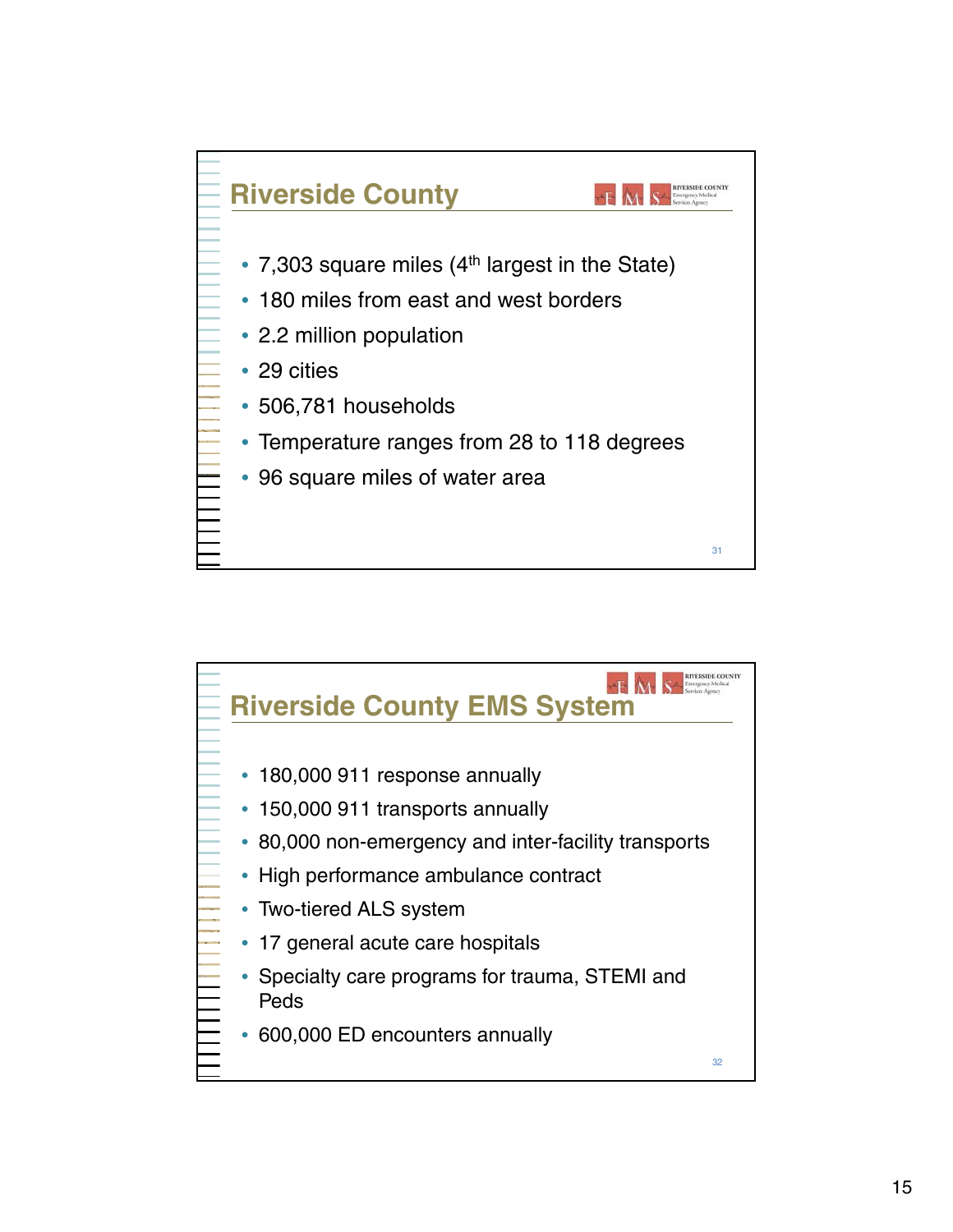## Riverside County

- 7,303 square miles (4th largest in the State)
- 180 miles from east and west borders
- 2.2 million population
- 29 cities
- 506,781 households
- Temperature ranges from 28 to 118 degrees
- 96 square miles of water area

## Riverside County EMS System

- 180,000 911 response annually
- 150,000 911 transports annually
- 80,000 non-emergency and inter-facility transports
- High performance ambulance contract
- Two-tiered ALS system
- 17 general acute care hospitals
- Specialty care programs for trauma, STEMI and Peds
- 600,000 ED encounters annually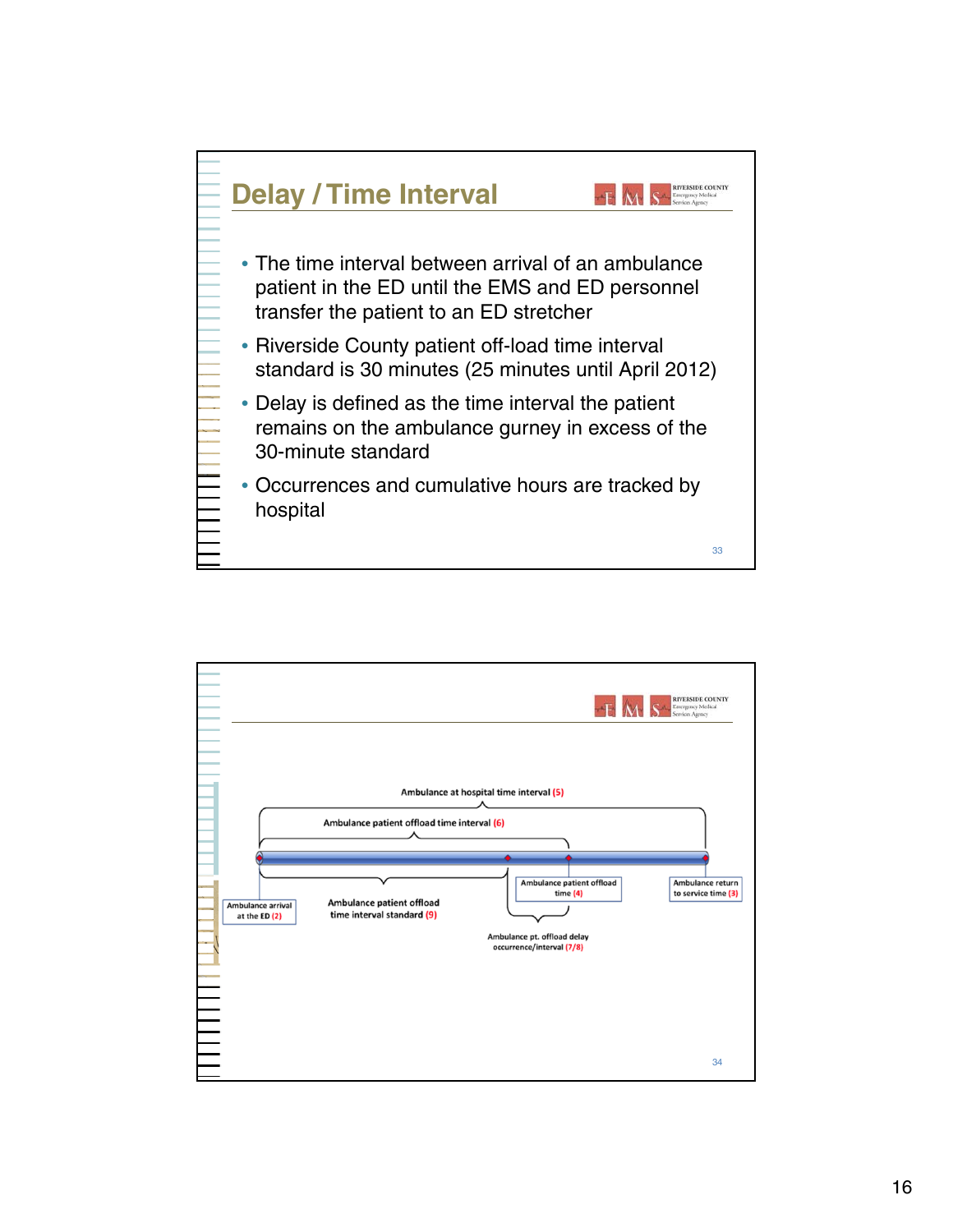## Delay / Time Interval

- The time interval between arrival of an ambulance patient in the ED until the EMS and ED personnel transfer the patient to an ED stretcher
- Riverside County patient off-load time interval standard is 30 minutes (25 minutes until April 2012)
- Delay is defined as the time interval the patient remains on the ambulance gurney in excess of the 30-minute standard
- Occurrences and cumulative hours are tracked by hospital

---

Ambulance at hospital time interval (5)

Ambulance patient offload time interval (6)

Ambulance arrival at the ED (2)

Ambulance patient offload time interval standard (9)

Ambulance patient offload time (4)

Ambulance return to service time (3)

Ambulance pt. offload delay occurrence/interval (7/8)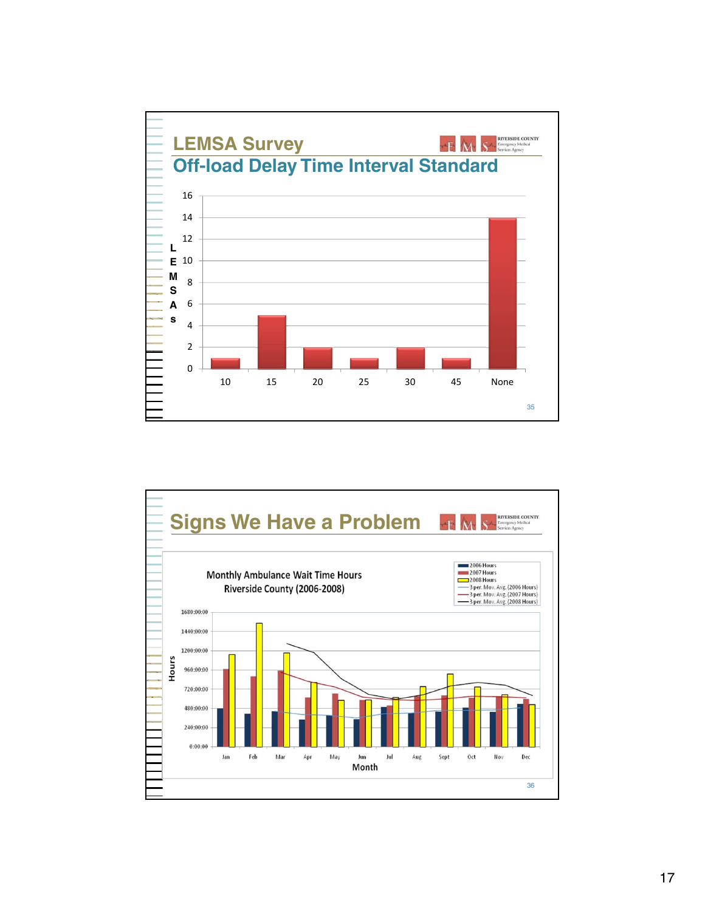## LEMSA Survey

### Off-load Delay Time Interval Standard

| Standard | LEMSAs |
|---|---|
| 10 | 1 |
| 15 | 5 |
| 20 | 2 |
| 25 | 1 |
| 30 | 2 |
| 45 | 1 |
| None | 14 |

## Signs We Have a Problem

Monthly Ambulance Wait Time Hours
Riverside County (2006-2008)

Legend: 2006 Hours; 2007 Hours; 2008 Hours; 3 per. Mov. Avg. (2006 Hours); 3 per. Mov. Avg. (2007 Hours); 3 per. Mov. Avg. (2008 Hours)

Hours (y-axis): 0:00:00, 240:00:00, 480:00:00, 720:00:00, 960:00:00, 1200:00:00, 1440:00:00, 1680:00:00

Month (x-axis): Jan, Feb, Mar, Apr, May, Jun, Jul, Aug, Sept, Oct, Nov, Dec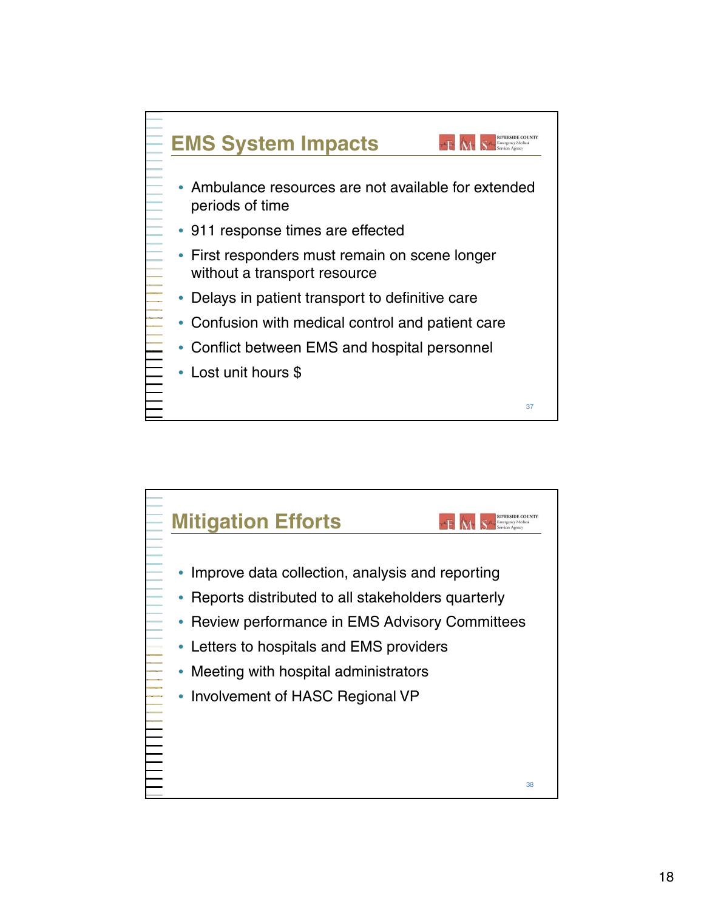## EMS System Impacts

- Ambulance resources are not available for extended periods of time
- 911 response times are effected
- First responders must remain on scene longer without a transport resource
- Delays in patient transport to definitive care
- Confusion with medical control and patient care
- Conflict between EMS and hospital personnel
- Lost unit hours $

## Mitigation Efforts

- Improve data collection, analysis and reporting
- Reports distributed to all stakeholders quarterly
- Review performance in EMS Advisory Committees
- Letters to hospitals and EMS providers
- Meeting with hospital administrators
- Involvement of HASC Regional VP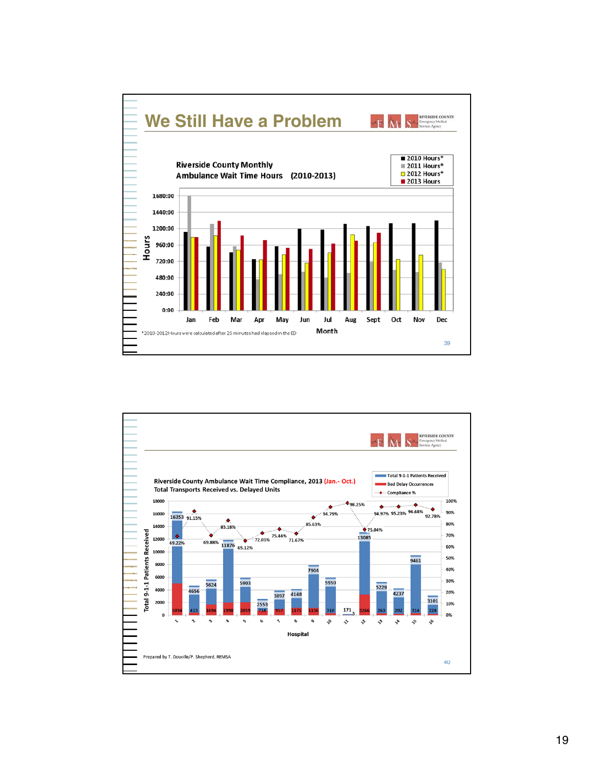# We Still Have a Problem

RIVERSIDE COUNTY Emergency Medical Services Agency

**Riverside County Monthly Ambulance Wait Time Hours (2010-2013)**

- 2010 Hours*
- 2011 Hours*
- 2012 Hours*
- 2013 Hours

Hours: 0:00, 240:00, 480:00, 720:00, 960:00, 1200:00, 1440:00, 1680:00

Month: Jan, Feb, Mar, Apr, May, Jun, Jul, Aug, Sept, Oct, Nov, Dec

*2010-2012 Hours were calculated after 25 minutes had elapsed in the ED

---

RIVERSIDE COUNTY Emergency Medical Services Agency

**Riverside County Ambulance Wait Time Compliance, 2013 (Jan.- Oct.)**
**Total Transports Received vs. Delayed Units**

- Total 9-1-1 Patients Received
- Bed Delay Occurrences
- Compliance %

| Hospital | Total 9-1-1 Patients Received | Bed Delay Occurrences | Compliance % |
|---|---|---|---|
| 1 | 16353 | 5034 | 69.22% |
| 2 | 4656 | 413 | 91.13% |
| 3 | 5624 | 1694 | 69.88% |
| 4 | 11876 | 1998 | 83.18% |
| 5 | 5903 | 2059 | 65.12% |
| 6 | 2553 | 714 | 72.03% |
| 7 | 3897 | 957 | 75.44% |
| 8 | 4148 | 1175 | 71.67% |
| 9 | 7904 | 1136 | 85.63% |
| 10 | 5950 | 310 | 94.79% |
| 11 | 171 | 3 | 98.25% |
| 12 | 13085 | 3266 | 75.04% |
| 13 | 5229 | 263 | 94.97% |
| 14 | 4237 | 202 | 95.23% |
| 15 | 9461 | 314 | 96.68% |
| 16 | 3101 | 224 | 92.78% |

Prepared by T. Douville/P. Shepherd, REMSA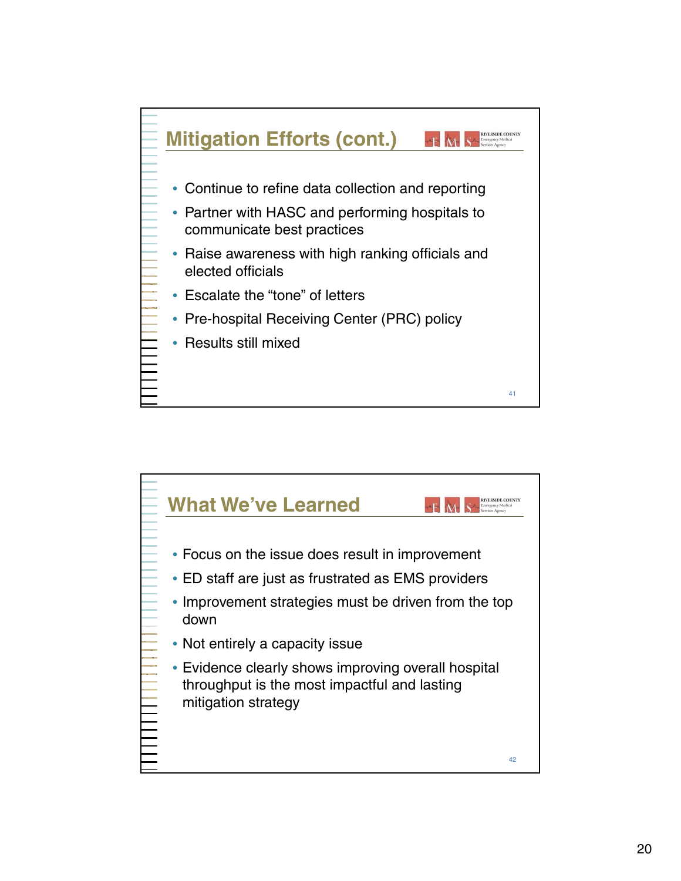## Mitigation Efforts (cont.)

- Continue to refine data collection and reporting
- Partner with HASC and performing hospitals to communicate best practices
- Raise awareness with high ranking officials and elected officials
- Escalate the "tone" of letters
- Pre-hospital Receiving Center (PRC) policy
- Results still mixed

## What We've Learned

- Focus on the issue does result in improvement
- ED staff are just as frustrated as EMS providers
- Improvement strategies must be driven from the top down
- Not entirely a capacity issue
- Evidence clearly shows improving overall hospital throughput is the most impactful and lasting mitigation strategy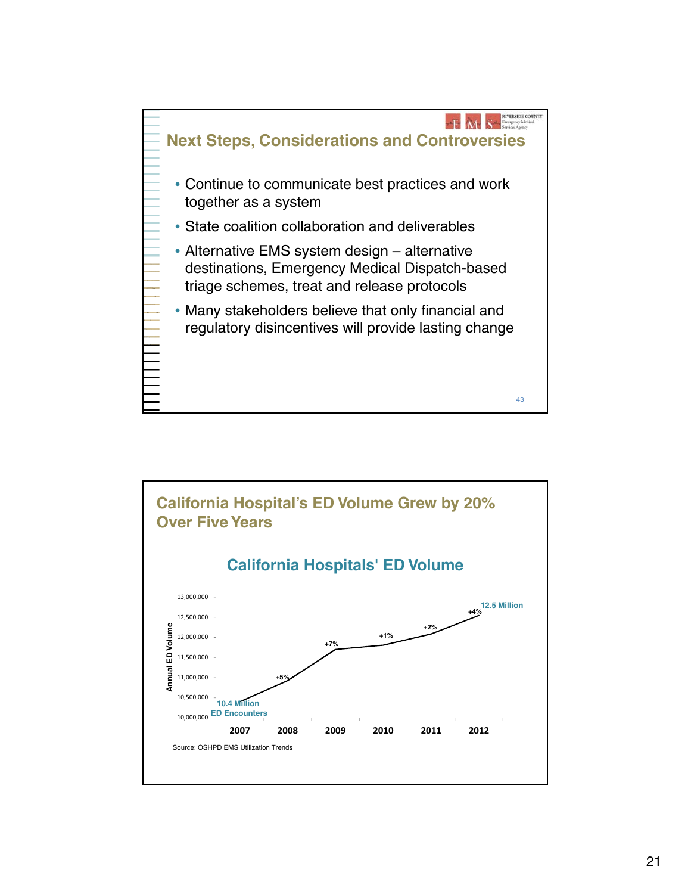## Next Steps, Considerations and Controversies

- Continue to communicate best practices and work together as a system
- State coalition collaboration and deliverables
- Alternative EMS system design – alternative destinations, Emergency Medical Dispatch-based triage schemes, treat and release protocols
- Many stakeholders believe that only financial and regulatory disincentives will provide lasting change

## California Hospital's ED Volume Grew by 20% Over Five Years

### California Hospitals' ED Volume

| Year | Annual ED Volume | Change |
|---|---|---|
| 2007 | 10.4 Million ED Encounters | |
| 2008 | | +5% |
| 2009 | | +7% |
| 2010 | | +1% |
| 2011 | | +2% |
| 2012 | 12.5 Million | +4% |

Source: OSHPD EMS Utilization Trends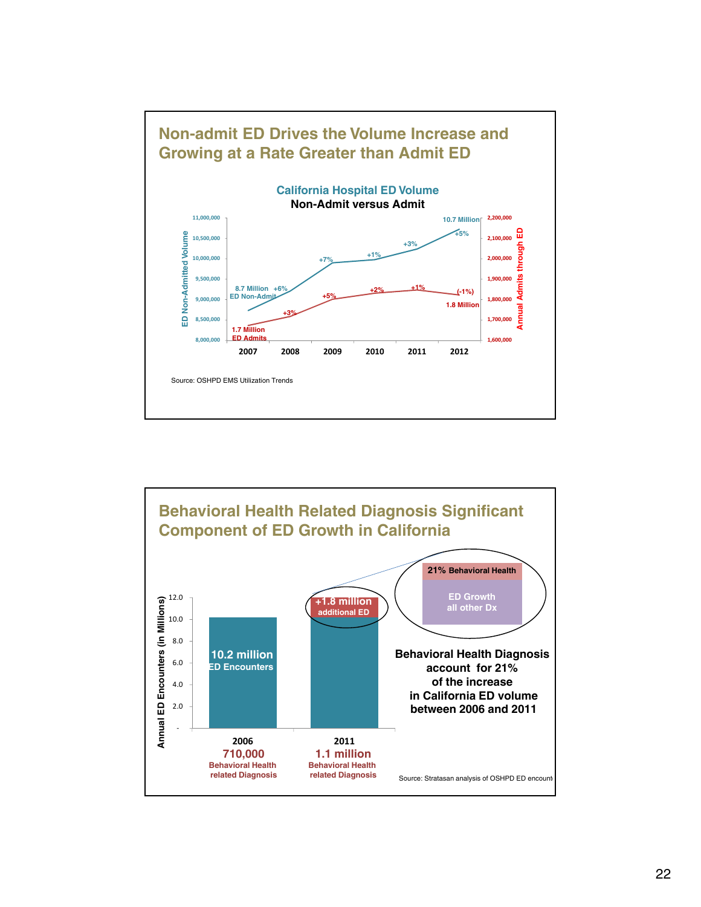## Non-admit ED Drives the Volume Increase and Growing at a Rate Greater than Admit ED

**California Hospital ED Volume**
**Non-Admit versus Admit**

| Year | ED Non-Admitted Volume | Change | Annual Admits through ED | Change |
|---|---|---|---|---|
| 2007 | 8.7 Million ED Non-Admit | | 1.7 Million ED Admits | |
| 2008 | | +6% | | +3% |
| 2009 | | +7% | | +5% |
| 2010 | | +1% | | +2% |
| 2011 | | +3% | | +1% |
| 2012 | 10.7 Million | +5% | 1.8 Million | (-1%) |

Source: OSHPD EMS Utilization Trends

## Behavioral Health Related Diagnosis Significant Component of ED Growth in California

| | 2006 | 2011 |
|---|---|---|
| Annual ED Encounters (in Millions) | 10.2 million ED Encounters | +1.8 million additional ED |
| Behavioral Health related Diagnosis | 710,000 | 1.1 million |

ED Growth: 21% Behavioral Health; ED Growth all other Dx

**Behavioral Health Diagnosis account for 21% of the increase in California ED volume between 2006 and 2011**

Source: Stratasan analysis of OSHPD ED encount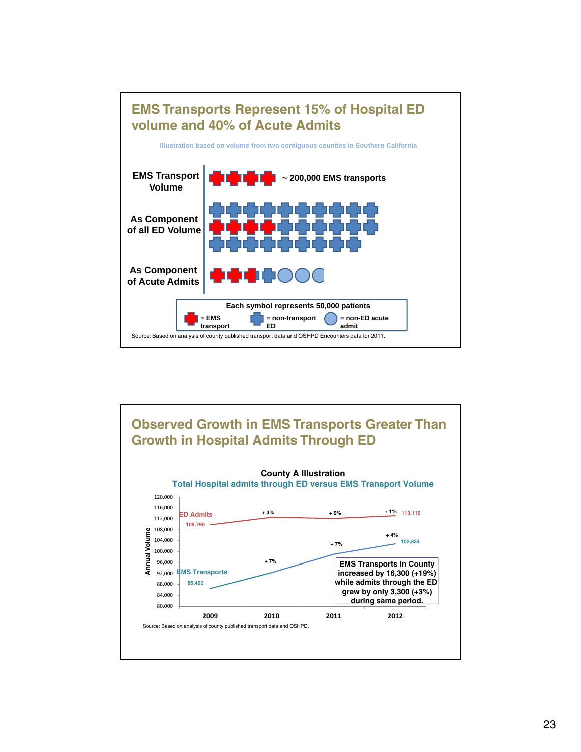## EMS Transports Represent 15% of Hospital ED volume and 40% of Acute Admits

Illustration based on volume from two contiguous counties in Southern California

**EMS Transport Volume** — ~ 200,000 EMS transports

**As Component of all ED Volume**

**As Component of Acute Admits**

Each symbol represents 50,000 patients

- = EMS transport
- = non-transport ED
- = non-ED acute admit

Source: Based on analysis of county published transport data and OSHPD Encounters data for 2011.

## Observed Growth in EMS Transports Greater Than Growth in Hospital Admits Through ED

**County A Illustration**

**Total Hospital admits through ED versus EMS Transport Volume**

| | 2009 | 2010 | 2011 | 2012 |
|---|---|---|---|---|
| ED Admits | 109,790 | +3% | +0% | +1% 113,116 |
| EMS Transports | 86,492 | +7% | +7% | +4% 102,834 |

Annual Volume (axis: 80,000 – 120,000)

**EMS Transports in County increased by 16,300 (+19%) while admits through the ED grew by only 3,300 (+3%) during same period.**

Source: Based on analysis of county published transport data and OSHPD.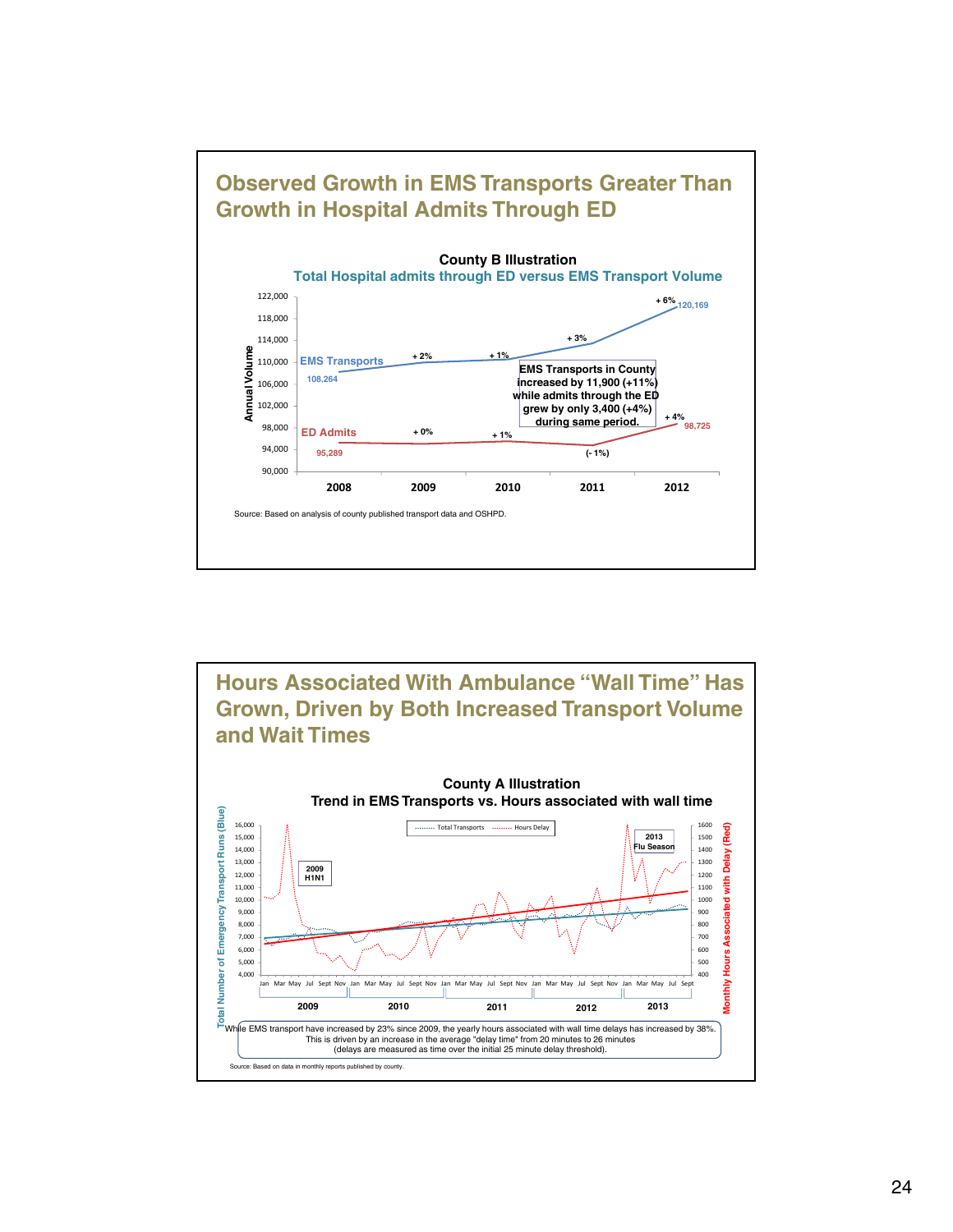## Observed Growth in EMS Transports Greater Than Growth in Hospital Admits Through ED

**County B Illustration**

**Total Hospital admits through ED versus EMS Transport Volume**

| | 2008 | 2009 | 2010 | 2011 | 2012 |
|---|---|---|---|---|---|
| EMS Transports | 108,264 | + 2% | + 1% | + 3% | + 6% 120,169 |
| ED Admits | 95,289 | + 0% | + 1% | (- 1%) | + 4% 98,725 |

EMS Transports in County increased by 11,900 (+11%) while admits through the ED grew by only 3,400 (+4%) during same period.

Source: Based on analysis of county published transport data and OSHPD.

## Hours Associated With Ambulance "Wall Time" Has Grown, Driven by Both Increased Transport Volume and Wait Times

**County A Illustration**

**Trend in EMS Transports vs. Hours associated with wall time**

Annotations: 2009 H1N1; 2013 Flu Season

While EMS transport have increased by 23% since 2009, the yearly hours associated with wall time delays has increased by 38%. This is driven by an increase in the average "delay time" from 20 minutes to 26 minutes (delays are measured as time over the initial 25 minute delay threshold).

Source: Based on data in monthly reports published by county.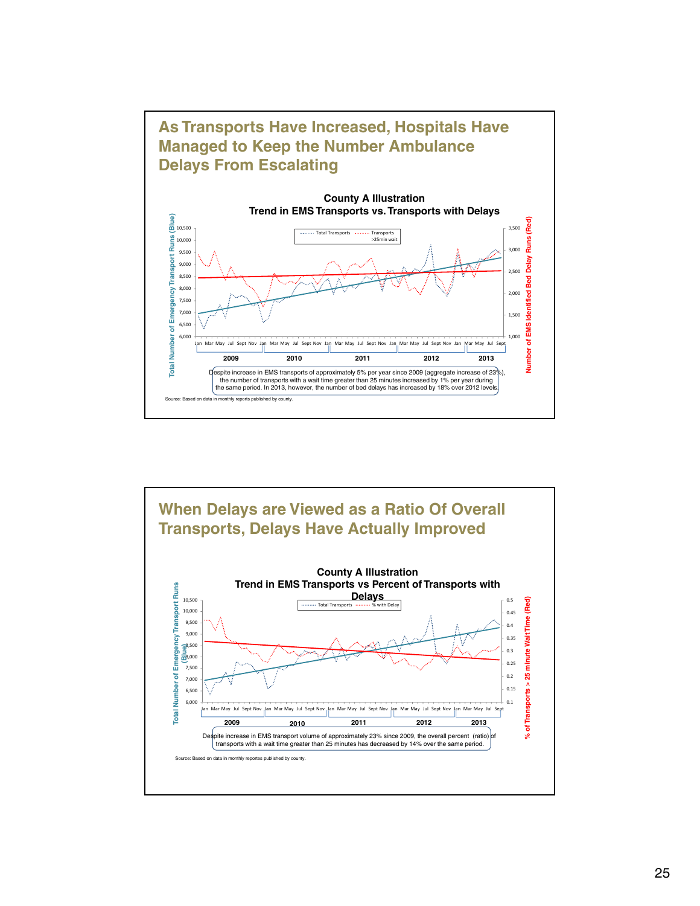## As Transports Have Increased, Hospitals Have Managed to Keep the Number Ambulance Delays From Escalating

**County A Illustration**
**Trend in EMS Transports vs. Transports with Delays**

Despite increase in EMS transports of approximately 5% per year since 2009 (aggregate increase of 23%), the number of transports with a wait time greater than 25 minutes increased by 1% per year during the same period. In 2013, however, the number of bed delays has increased by 18% over 2012 levels.

Source: Based on data in monthly reports published by county.

## When Delays are Viewed as a Ratio Of Overall Transports, Delays Have Actually Improved

**County A Illustration**
**Trend in EMS Transports vs Percent of Transports with Delays**

Despite increase in EMS transport volume of approximately 23% since 2009, the overall percent (ratio) of transports with a wait time greater than 25 minutes has decreased by 14% over the same period.

Source: Based on data in monthly reportes published by county.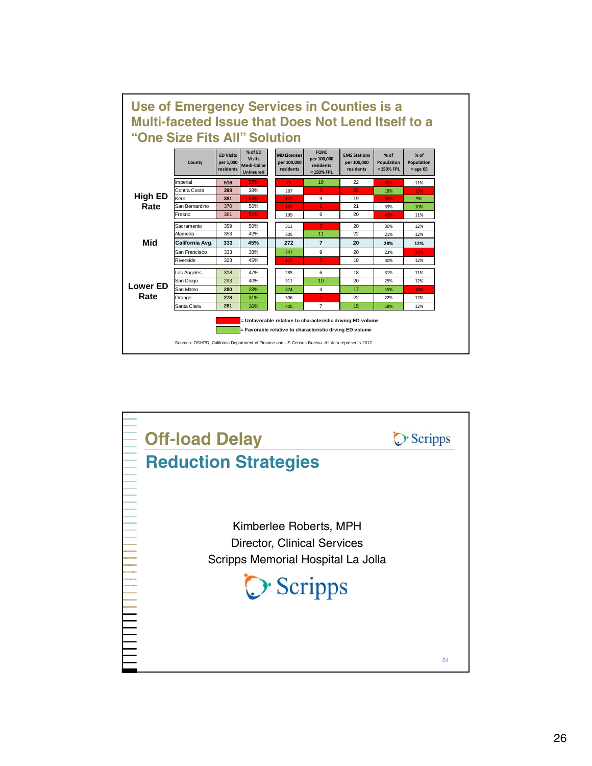## Use of Emergency Services in Counties is a Multi-faceted Issue that Does Not Lend Itself to a "One Size Fits All" Solution

| | County | ED Visits per 1,000 residents | % of ED Visits Medi-Cal or Uninsured | MD Licenses per 100,000 residents | FQHC per 100,000 residents < 150% FPL | EMS Stations per 100,000 residents | % of Population < 150% FPL | % of Population > age 65 |
|---|---|---|---|---|---|---|---|---|
| High ED Rate | Imperial | 516 | 57% | 76 | 10 | 22 | 39% | 11% |
| | Contra Costa | 398 | 38% | 287 | 3 | 25 | 18% | 13% |
| | Kern | 381 | 64% | 123 | 9 | 19 | 38% | 9% |
| | San Bernardino | 370 | 50% | 182 | 1 | 21 | 33% | 10% |
| | Fresno | 361 | 51% | 199 | 6 | 20 | 42% | 11% |
| Mid | Sacramento | 359 | 50% | 311 | 3 | 20 | 30% | 12% |
| | Alameda | 353 | 42% | 305 | 11 | 22 | 21% | 12% |
| | **California Avg.** | **333** | **45%** | **272** | **7** | **20** | **28%** | **12%** |
| | San Francisco | 333 | 38% | 747 | 9 | 20 | 23% | 14% |
| | Riverside | 323 | 45% | 123 | 3 | 18 | 30% | 12% |
| Lower ED Rate | Los Angeles | 318 | 47% | 285 | 6 | 18 | 31% | 11% |
| | San Diego | 293 | 40% | 311 | 10 | 20 | 25% | 12% |
| | San Mateo | 280 | 28% | 374 | 4 | 17 | 15% | 14% |
| | Orange | 278 | 31% | 306 | 3 | 22 | 22% | 12% |
| | Santa Clara | 261 | 36% | 405 | 7 | 15 | 18% | 12% |

(Red) = Unfavorable relative to characteristic driving ED volume

(Green) = Favorable relative to characteristic drving ED volume

Sources: OSHPD, California Department of Finance and US Census Bureau. All data represents 2012.

---

## Off-load Delay

## Reduction Strategies

Scripps

Kimberlee Roberts, MPH

Director, Clinical Services

Scripps Memorial Hospital La Jolla

Scripps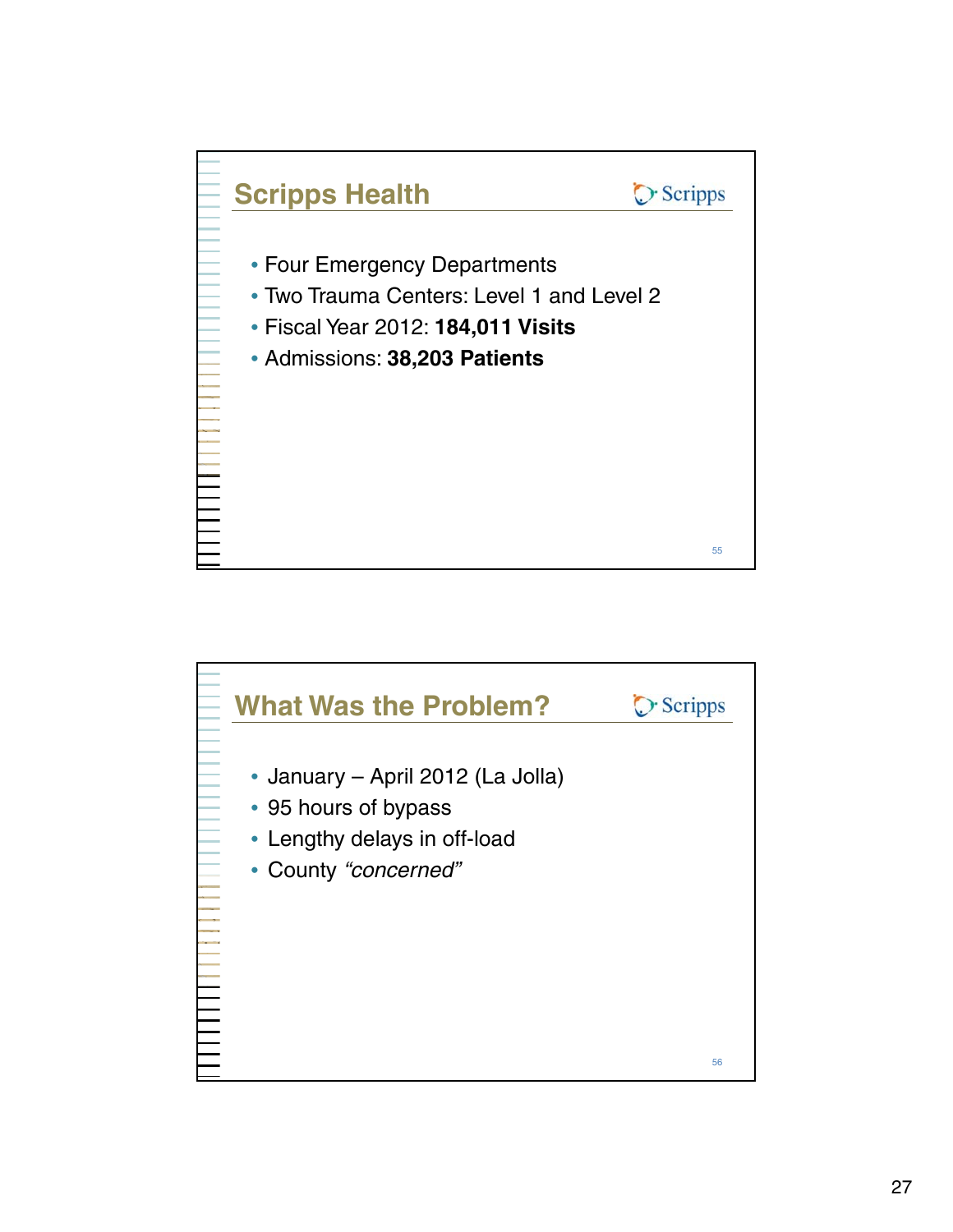## Scripps Health

- Four Emergency Departments
- Two Trauma Centers: Level 1 and Level 2
- Fiscal Year 2012: **184,011 Visits**
- Admissions: **38,203 Patients**

## What Was the Problem?

- January – April 2012 (La Jolla)
- 95 hours of bypass
- Lengthy delays in off-load
- County *"concerned"*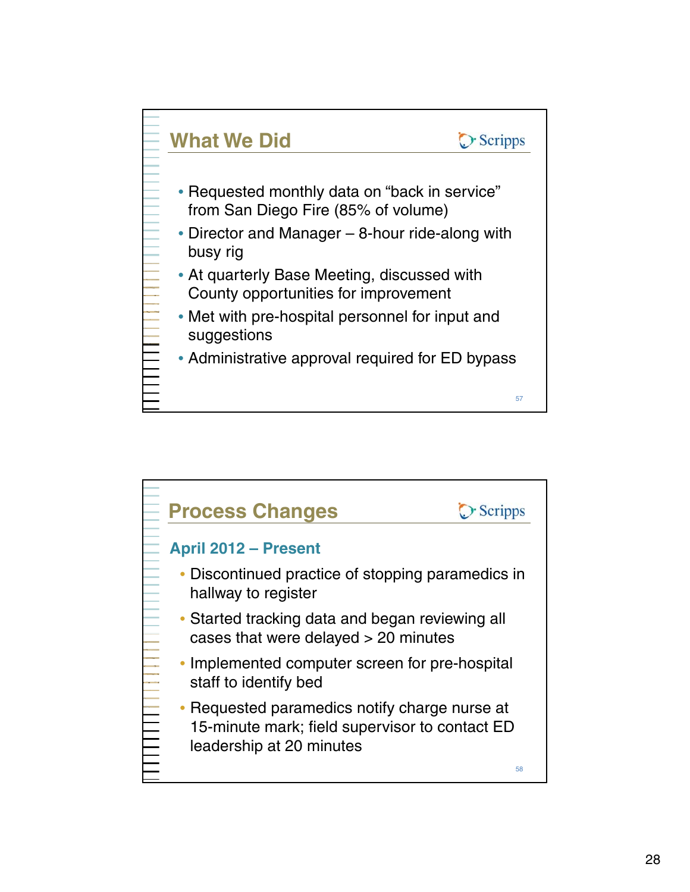## What We Did

- Requested monthly data on "back in service" from San Diego Fire (85% of volume)
- Director and Manager – 8-hour ride-along with busy rig
- At quarterly Base Meeting, discussed with County opportunities for improvement
- Met with pre-hospital personnel for input and suggestions
- Administrative approval required for ED bypass

## Process Changes

### April 2012 – Present

- Discontinued practice of stopping paramedics in hallway to register
- Started tracking data and began reviewing all cases that were delayed > 20 minutes
- Implemented computer screen for pre-hospital staff to identify bed
- Requested paramedics notify charge nurse at 15-minute mark; field supervisor to contact ED leadership at 20 minutes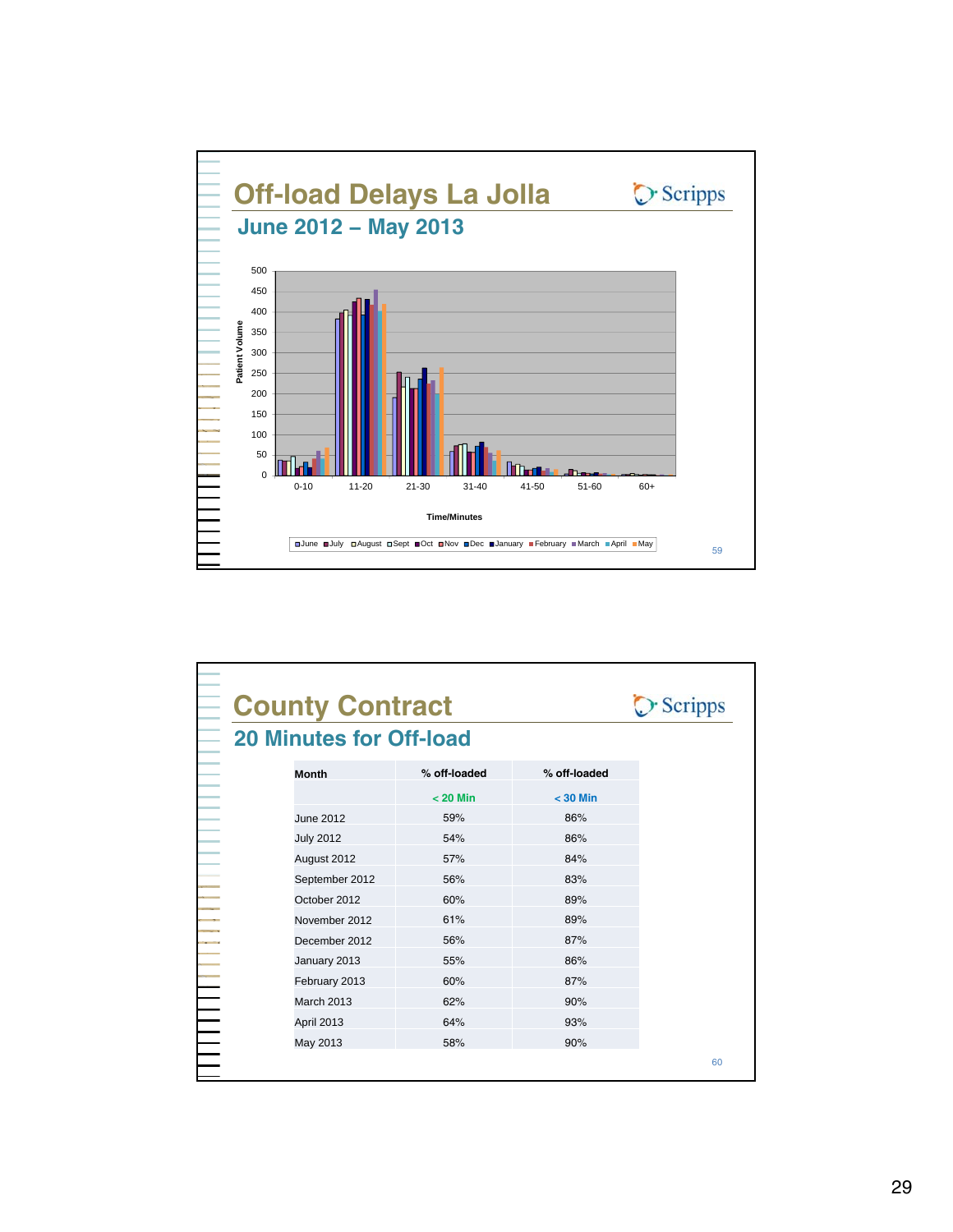# Off-load Delays La Jolla

## June 2012 – May 2013

Patient Volume

500
450
400
350
300
250
200
150
100
50
0

0-10 | 11-20 | 21-30 | 31-40 | 41-50 | 51-60 | 60+

Time/Minutes

June | July | August | Sept | Oct | Nov | Dec | January | February | March | April | May

# County Contract

## 20 Minutes for Off-load

| Month | % off-loaded | % off-loaded |
|---|---|---|
| | < 20 Min | < 30 Min |
| June 2012 | 59% | 86% |
| July 2012 | 54% | 86% |
| August 2012 | 57% | 84% |
| September 2012 | 56% | 83% |
| October 2012 | 60% | 89% |
| November 2012 | 61% | 89% |
| December 2012 | 56% | 87% |
| January 2013 | 55% | 86% |
| February 2013 | 60% | 87% |
| March 2013 | 62% | 90% |
| April 2013 | 64% | 93% |
| May 2013 | 58% | 90% |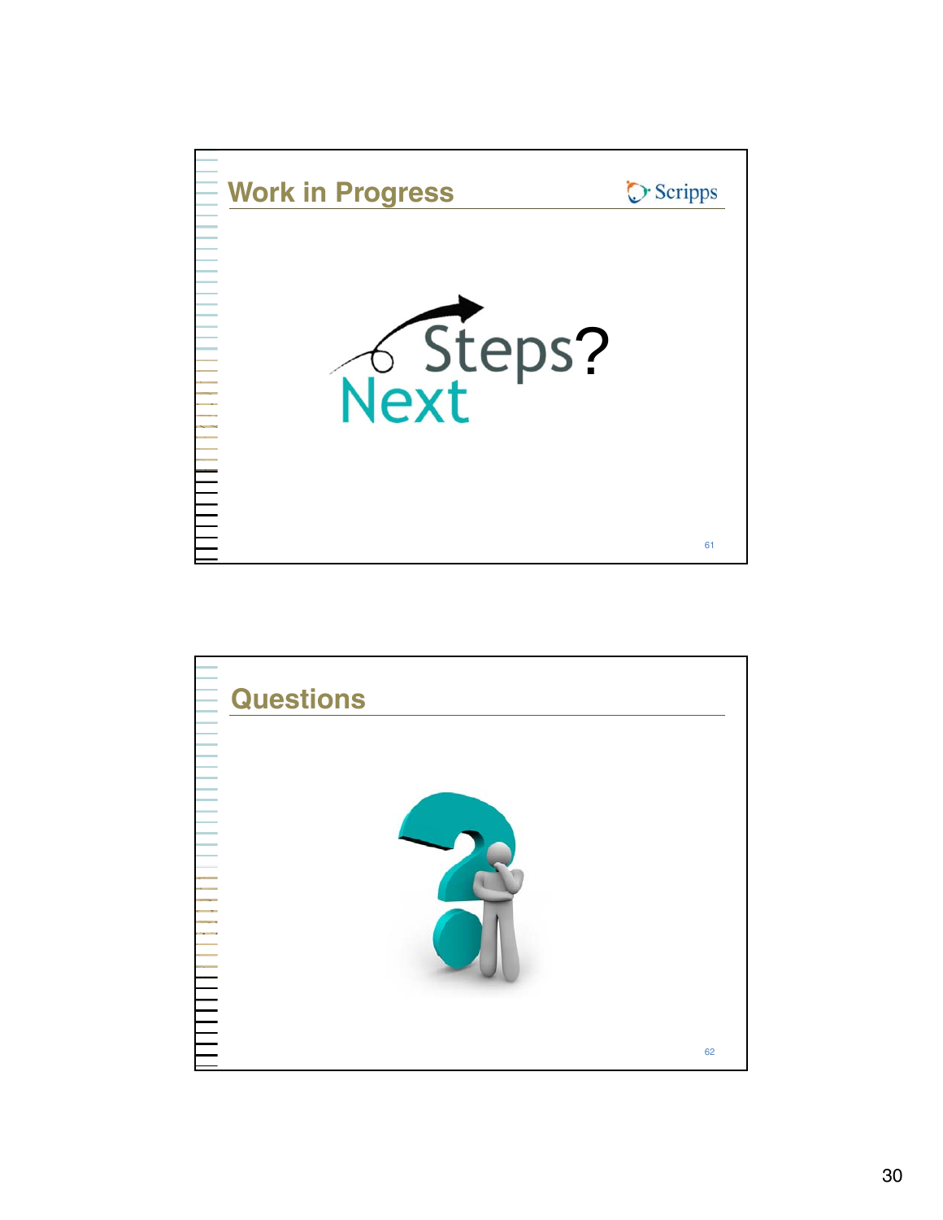## Work in Progress

Next Steps?

## Questions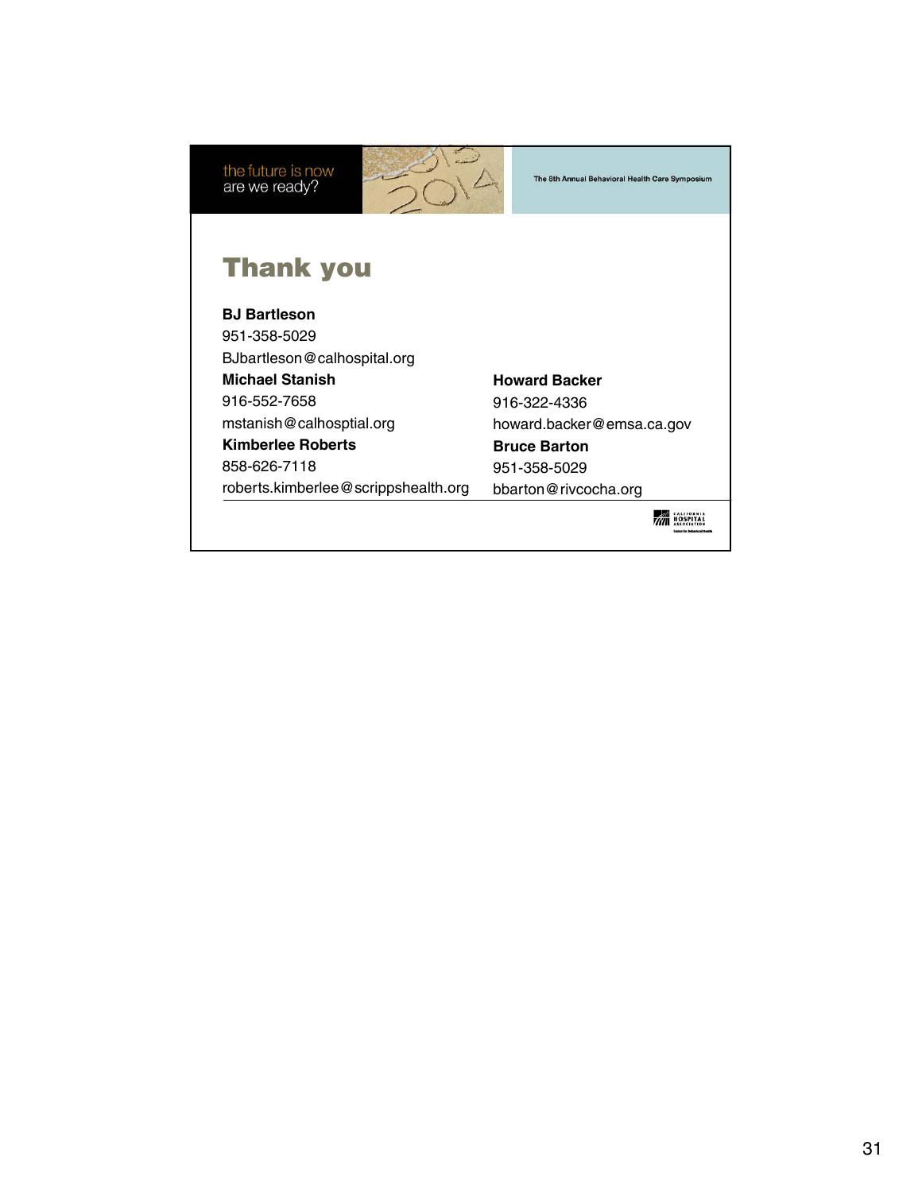the future is now
are we ready?

The 8th Annual Behavioral Health Care Symposium

# Thank you

**BJ Bartleson**
951-358-5029
BJbartleson@calhospital.org

**Michael Stanish**
916-552-7658
mstanish@calhosptial.org

**Kimberlee Roberts**
858-626-7118
roberts.kimberlee@scrippshealth.org

**Howard Backer**
916-322-4336
howard.backer@emsa.ca.gov

**Bruce Barton**
951-358-5029
bbarton@rivcocha.org